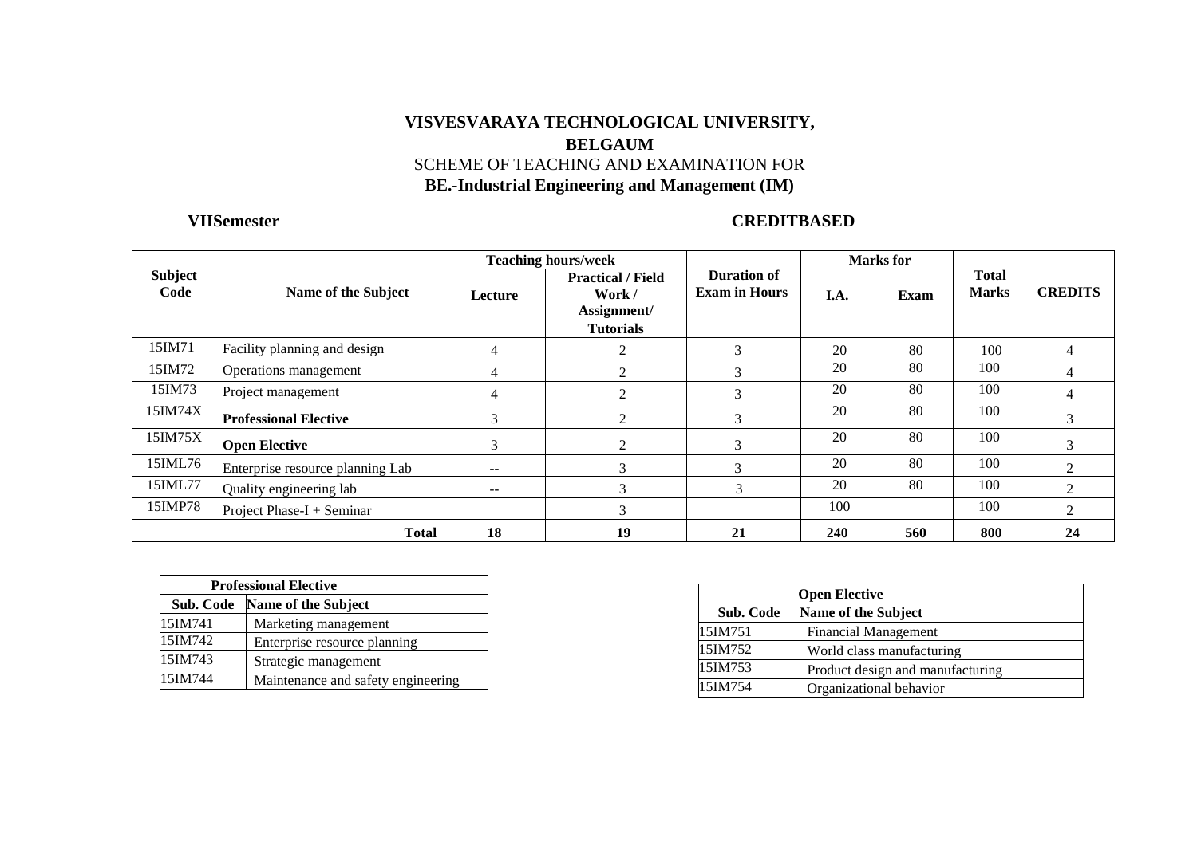**VISVESVARAYA TECHNOLOGICAL UNIVERSITY,**

**BELGAUM**

SCHEME OF TEACHING AND EXAMINATION FOR

**BE.-Industrial Engineering and Management (IM)**

**VIISemester** **CREDITBASED**

| Subject Code | Name of the Subject | Teaching hours/week | | Duration of Exam in Hours | Marks for | | Total Marks | CREDITS |
|---|---|---|---|---|---|---|---|---|
| | | Lecture | Practical / Field Work / Assignment/ Tutorials | | I.A. | Exam | | |
| 15IM71 | Facility planning and design | 4 | 2 | 3 | 20 | 80 | 100 | 4 |
| 15IM72 | Operations management | 4 | 2 | 3 | 20 | 80 | 100 | 4 |
| 15IM73 | Project management | 4 | 2 | 3 | 20 | 80 | 100 | 4 |
| 15IM74X | **Professional Elective** | 3 | 2 | 3 | 20 | 80 | 100 | 3 |
| 15IM75X | **Open Elective** | 3 | 2 | 3 | 20 | 80 | 100 | 3 |
| 15IML76 | Enterprise resource planning Lab | -- | 3 | 3 | 20 | 80 | 100 | 2 |
| 15IML77 | Quality engineering lab | -- | 3 | 3 | 20 | 80 | 100 | 2 |
| 15IMP78 | Project Phase-I + Seminar | | 3 | | 100 | | 100 | 2 |
| | **Total** | **18** | **19** | **21** | **240** | **560** | **800** | **24** |

| Professional Elective | |
|---|---|
| **Sub. Code** | **Name of the Subject** |
| 15IM741 | Marketing management |
| 15IM742 | Enterprise resource planning |
| 15IM743 | Strategic management |
| 15IM744 | Maintenance and safety engineering |

| Open Elective | |
|---|---|
| **Sub. Code** | **Name of the Subject** |
| 15IM751 | Financial Management |
| 15IM752 | World class manufacturing |
| 15IM753 | Product design and manufacturing |
| 15IM754 | Organizational behavior |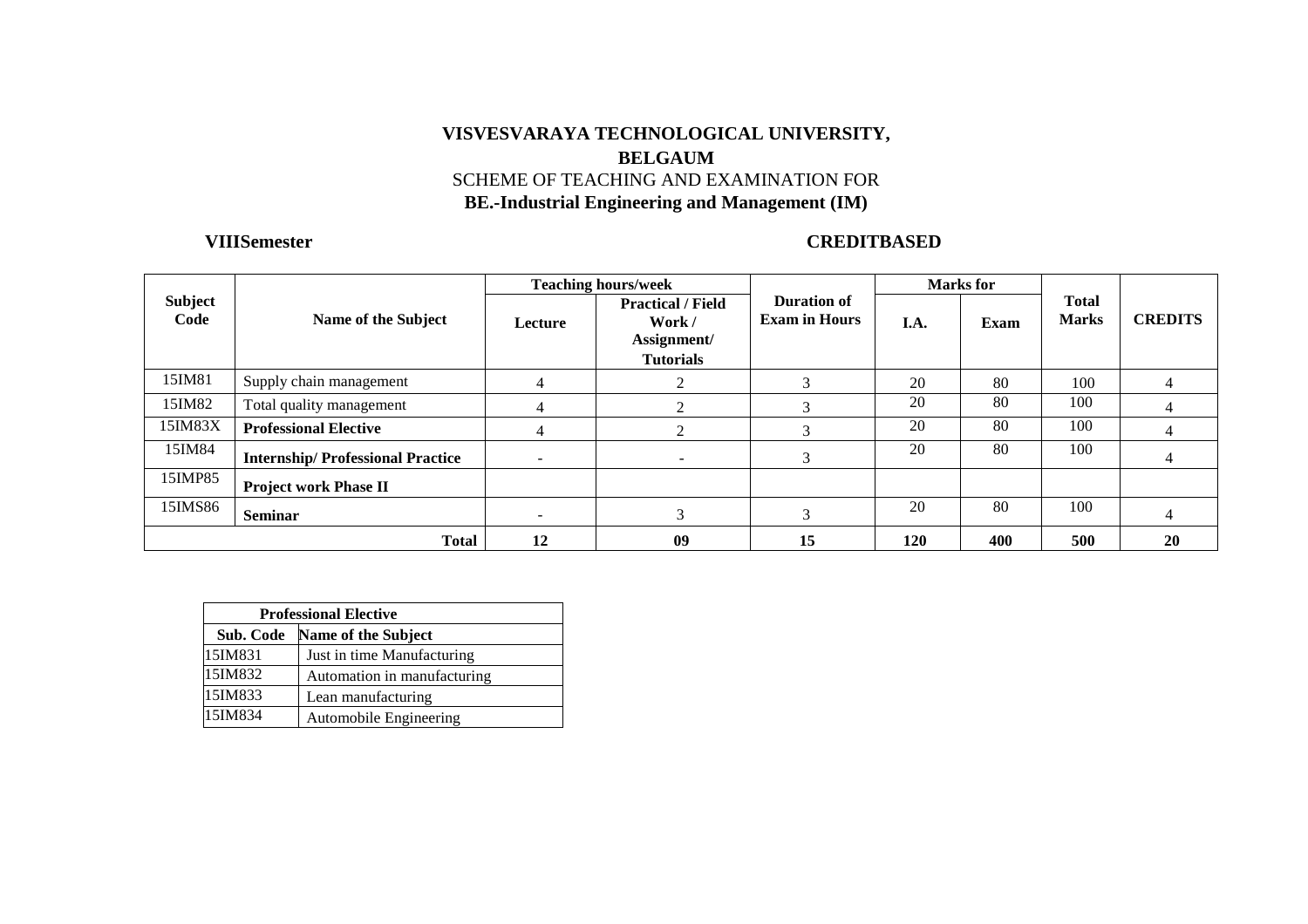**VISVESVARAYA TECHNOLOGICAL UNIVERSITY,**
**BELGAUM**
SCHEME OF TEACHING AND EXAMINATION FOR
**BE.-Industrial Engineering and Management (IM)**

**VIIISemester** **CREDITBASED**

| Subject Code | Name of the Subject | Teaching hours/week | | Duration of Exam in Hours | Marks for | | Total Marks | CREDITS |
|---|---|---|---|---|---|---|---|---|
| | | Lecture | Practical / Field Work / Assignment/ Tutorials | | I.A. | Exam | | |
| 15IM81 | Supply chain management | 4 | 2 | 3 | 20 | 80 | 100 | 4 |
| 15IM82 | Total quality management | 4 | 2 | 3 | 20 | 80 | 100 | 4 |
| 15IM83X | **Professional Elective** | 4 | 2 | 3 | 20 | 80 | 100 | 4 |
| 15IM84 | **Internship/ Professional Practice** | - | - | 3 | 20 | 80 | 100 | 4 |
| 15IMP85 | **Project work Phase II** | | | | | | | |
| 15IMS86 | **Seminar** | - | 3 | 3 | 20 | 80 | 100 | 4 |
| | **Total** | **12** | **09** | **15** | **120** | **400** | **500** | **20** |

| **Professional Elective** | |
|---|---|
| **Sub. Code** | **Name of the Subject** |
| 15IM831 | Just in time Manufacturing |
| 15IM832 | Automation in manufacturing |
| 15IM833 | Lean manufacturing |
| 15IM834 | Automobile Engineering |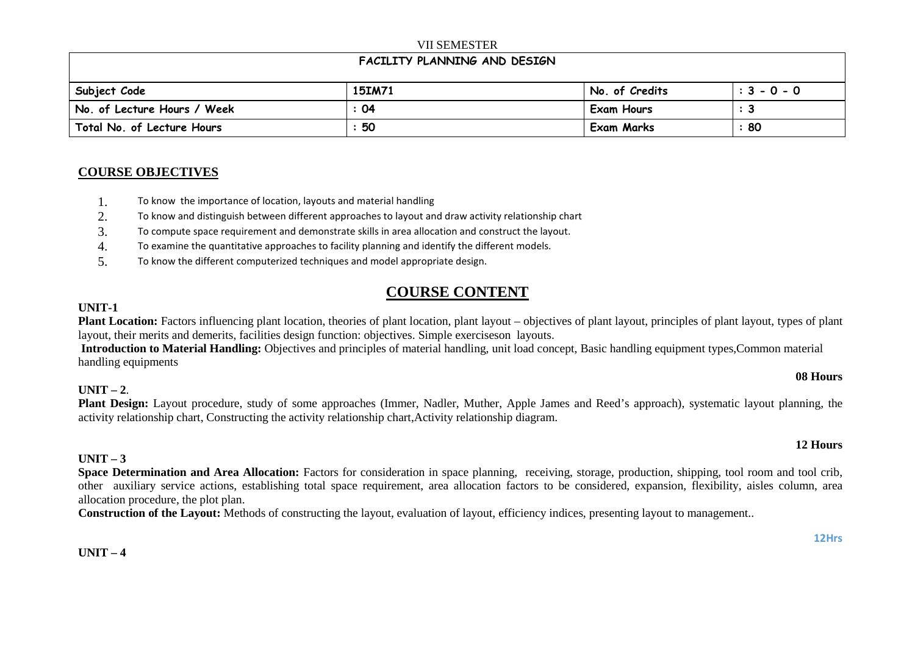VII SEMESTER

| FACILITY PLANNING AND DESIGN | | | |
| --- | --- | --- | --- |
| Subject Code | 15IM71 | No. of Credits | : 3 - 0 - 0 |
| No. of Lecture Hours / Week | : 04 | Exam Hours | : 3 |
| Total No. of Lecture Hours | : 50 | Exam Marks | : 80 |

## COURSE OBJECTIVES

1. To know the importance of location, layouts and material handling
2. To know and distinguish between different approaches to layout and draw activity relationship chart
3. To compute space requirement and demonstrate skills in area allocation and construct the layout.
4. To examine the quantitative approaches to facility planning and identify the different models.
5. To know the different computerized techniques and model appropriate design.

# COURSE CONTENT

**UNIT-1**

**Plant Location:** Factors influencing plant location, theories of plant location, plant layout – objectives of plant layout, principles of plant layout, types of plant layout, their merits and demerits, facilities design function: objectives. Simple exerciseson layouts.

**Introduction to Material Handling:** Objectives and principles of material handling, unit load concept, Basic handling equipment types,Common material handling equipments

**08 Hours**

**UNIT – 2**.

**Plant Design:** Layout procedure, study of some approaches (Immer, Nadler, Muther, Apple James and Reed's approach), systematic layout planning, the activity relationship chart, Constructing the activity relationship chart,Activity relationship diagram.

**12 Hours**

**UNIT – 3**

**Space Determination and Area Allocation:** Factors for consideration in space planning, receiving, storage, production, shipping, tool room and tool crib, other auxiliary service actions, establishing total space requirement, area allocation factors to be considered, expansion, flexibility, aisles column, area allocation procedure, the plot plan.

**Construction of the Layout:** Methods of constructing the layout, evaluation of layout, efficiency indices, presenting layout to management..

**12Hrs**

**UNIT – 4**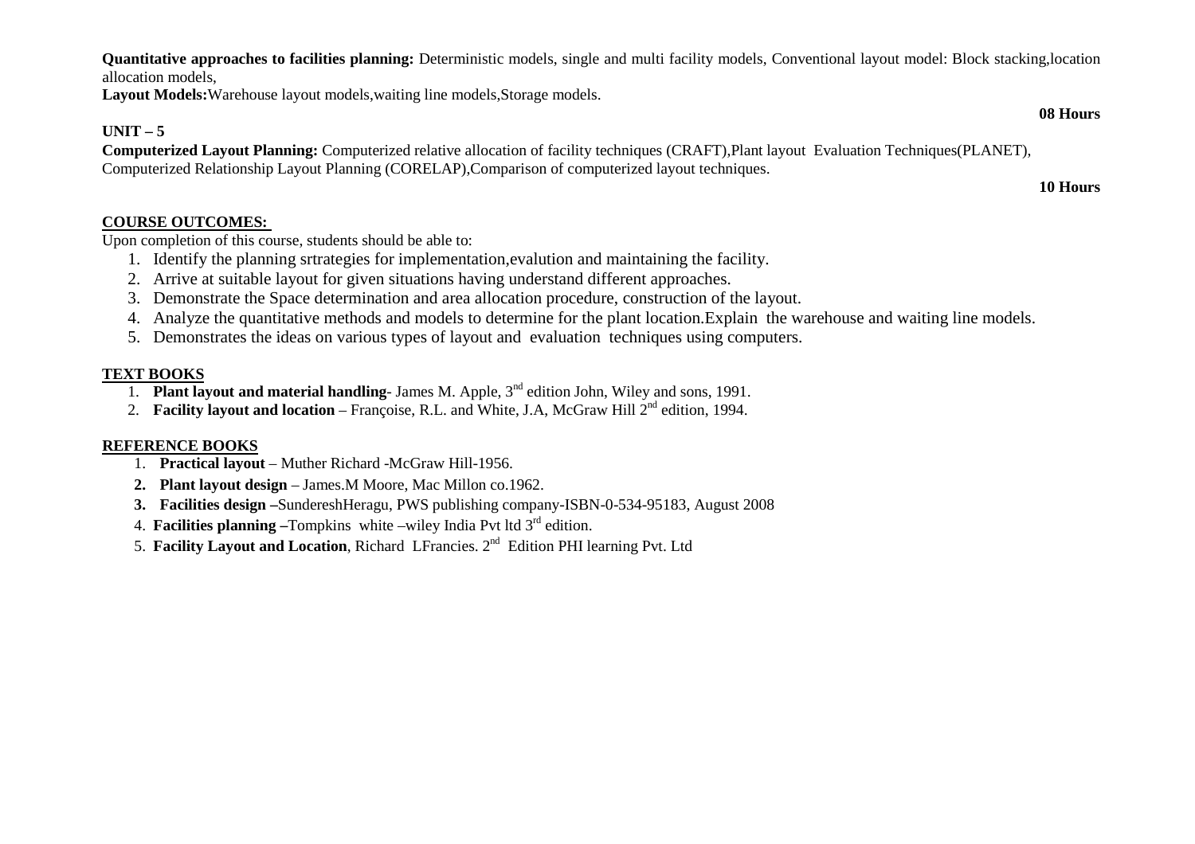**Quantitative approaches to facilities planning:** Deterministic models, single and multi facility models, Conventional layout model: Block stacking,location allocation models,

**Layout Models:**Warehouse layout models,waiting line models,Storage models.

**08 Hours**

**UNIT – 5**

**Computerized Layout Planning:** Computerized relative allocation of facility techniques (CRAFT),Plant layout Evaluation Techniques(PLANET), Computerized Relationship Layout Planning (CORELAP),Comparison of computerized layout techniques.

**10 Hours**

**COURSE OUTCOMES:**

Upon completion of this course, students should be able to:

1. Identify the planning srtrategies for implementation,evalution and maintaining the facility.
2. Arrive at suitable layout for given situations having understand different approaches.
3. Demonstrate the Space determination and area allocation procedure, construction of the layout.
4. Analyze the quantitative methods and models to determine for the plant location.Explain the warehouse and waiting line models.
5. Demonstrates the ideas on various types of layout and evaluation techniques using computers.

**TEXT BOOKS**

1. **Plant layout and material handling**- James M. Apple, 3nd edition John, Wiley and sons, 1991.
2. **Facility layout and location** – Françoise, R.L. and White, J.A, McGraw Hill 2nd edition, 1994.

**REFERENCE BOOKS**

1. **Practical layout** – Muther Richard -McGraw Hill-1956.
2. **Plant layout design** – James.M Moore, Mac Millon co.1962.
3. **Facilities design –**SundereshHeragu, PWS publishing company-ISBN-0-534-95183, August 2008
4. **Facilities planning –**Tompkins white –wiley India Pvt ltd 3rd edition.
5. **Facility Layout and Location**, Richard LFrancies. 2nd Edition PHI learning Pvt. Ltd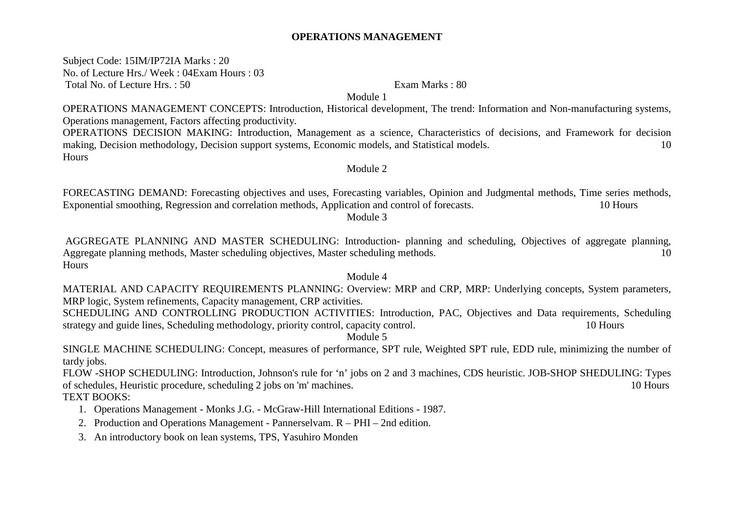# OPERATIONS MANAGEMENT

Subject Code: 15IM/IP72IA Marks : 20
No. of Lecture Hrs./ Week : 04Exam Hours : 03
Total No. of Lecture Hrs. : 50 Exam Marks : 80

## Module 1

OPERATIONS MANAGEMENT CONCEPTS: Introduction, Historical development, The trend: Information and Non-manufacturing systems, Operations management, Factors affecting productivity.

OPERATIONS DECISION MAKING: Introduction, Management as a science, Characteristics of decisions, and Framework for decision making, Decision methodology, Decision support systems, Economic models, and Statistical models. 10 Hours

## Module 2

FORECASTING DEMAND: Forecasting objectives and uses, Forecasting variables, Opinion and Judgmental methods, Time series methods, Exponential smoothing, Regression and correlation methods, Application and control of forecasts. 10 Hours

## Module 3

AGGREGATE PLANNING AND MASTER SCHEDULING: Introduction- planning and scheduling, Objectives of aggregate planning, Aggregate planning methods, Master scheduling objectives, Master scheduling methods. 10 Hours

## Module 4

MATERIAL AND CAPACITY REQUIREMENTS PLANNING: Overview: MRP and CRP, MRP: Underlying concepts, System parameters, MRP logic, System refinements, Capacity management, CRP activities.

SCHEDULING AND CONTROLLING PRODUCTION ACTIVITIES: Introduction, PAC, Objectives and Data requirements, Scheduling strategy and guide lines, Scheduling methodology, priority control, capacity control. 10 Hours

## Module 5

SINGLE MACHINE SCHEDULING: Concept, measures of performance, SPT rule, Weighted SPT rule, EDD rule, minimizing the number of tardy jobs.

FLOW -SHOP SCHEDULING: Introduction, Johnson's rule for 'n' jobs on 2 and 3 machines, CDS heuristic. JOB-SHOP SHEDULING: Types of schedules, Heuristic procedure, scheduling 2 jobs on 'm' machines. 10 Hours

TEXT BOOKS:

1. Operations Management - Monks J.G. - McGraw-Hill International Editions - 1987.
2. Production and Operations Management - Pannerselvam. R – PHI – 2nd edition.
3. An introductory book on lean systems, TPS, Yasuhiro Monden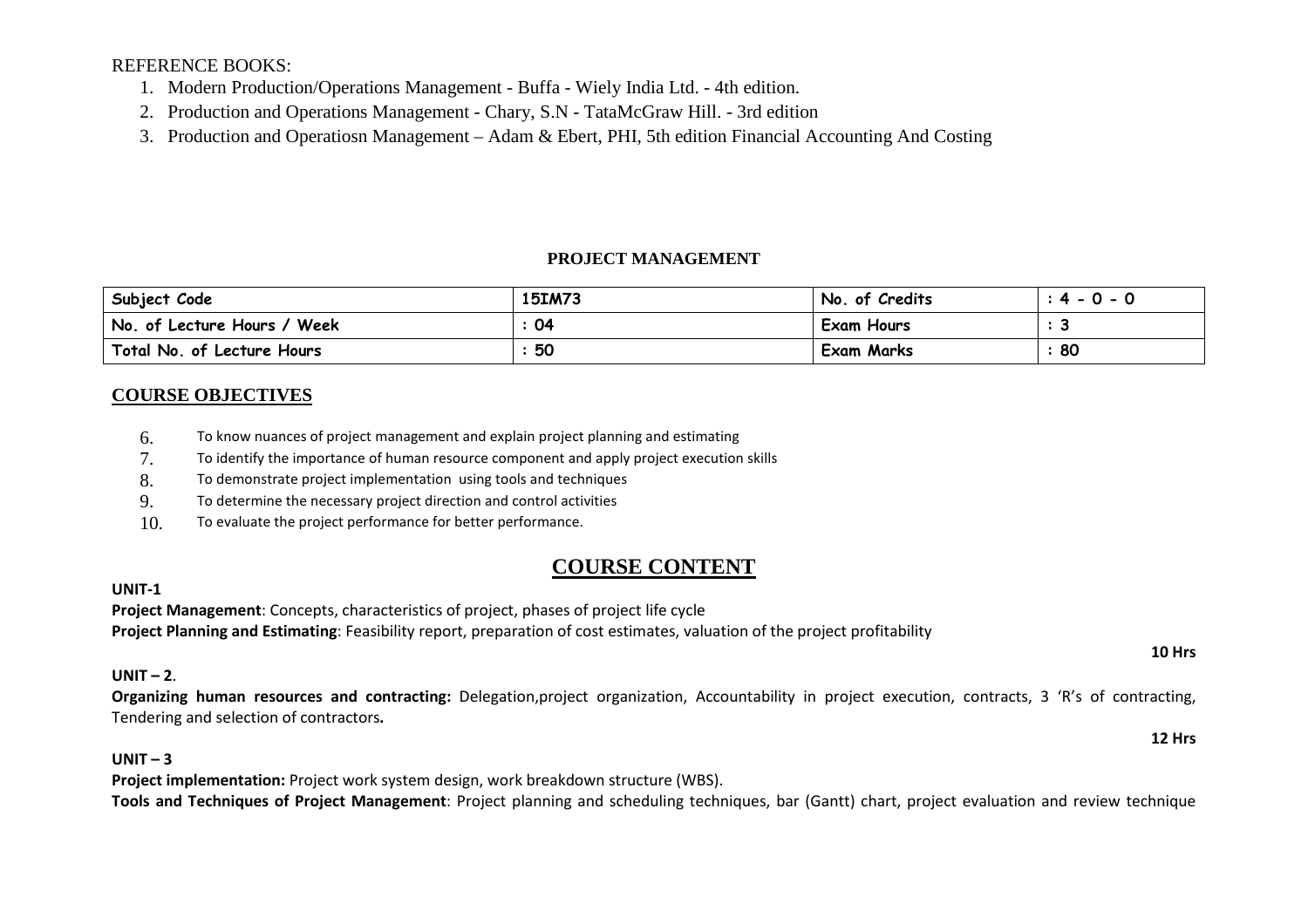REFERENCE BOOKS:

1. Modern Production/Operations Management - Buffa - Wiely India Ltd. - 4th edition.
2. Production and Operations Management - Chary, S.N - TataMcGraw Hill. - 3rd edition
3. Production and Operatiosn Management – Adam & Ebert, PHI, 5th edition Financial Accounting And Costing

**PROJECT MANAGEMENT**

| Subject Code | 15IM73 | No. of Credits | : 4 - 0 - 0 |
|---|---|---|---|
| No. of Lecture Hours / Week | : 04 | Exam Hours | : 3 |
| Total No. of Lecture Hours | : 50 | Exam Marks | : 80 |

## COURSE OBJECTIVES

6. To know nuances of project management and explain project planning and estimating
7. To identify the importance of human resource component and apply project execution skills
8. To demonstrate project implementation using tools and techniques
9. To determine the necessary project direction and control activities
10. To evaluate the project performance for better performance.

## COURSE CONTENT

**UNIT-1**

**Project Management**: Concepts, characteristics of project, phases of project life cycle

**Project Planning and Estimating**: Feasibility report, preparation of cost estimates, valuation of the project profitability

**10 Hrs**

**UNIT – 2**.

**Organizing human resources and contracting:** Delegation,project organization, Accountability in project execution, contracts, 3 'R's of contracting, Tendering and selection of contractors*.*

**12 Hrs**

**UNIT – 3**

**Project implementation:** Project work system design, work breakdown structure (WBS).

**Tools and Techniques of Project Management**: Project planning and scheduling techniques, bar (Gantt) chart, project evaluation and review technique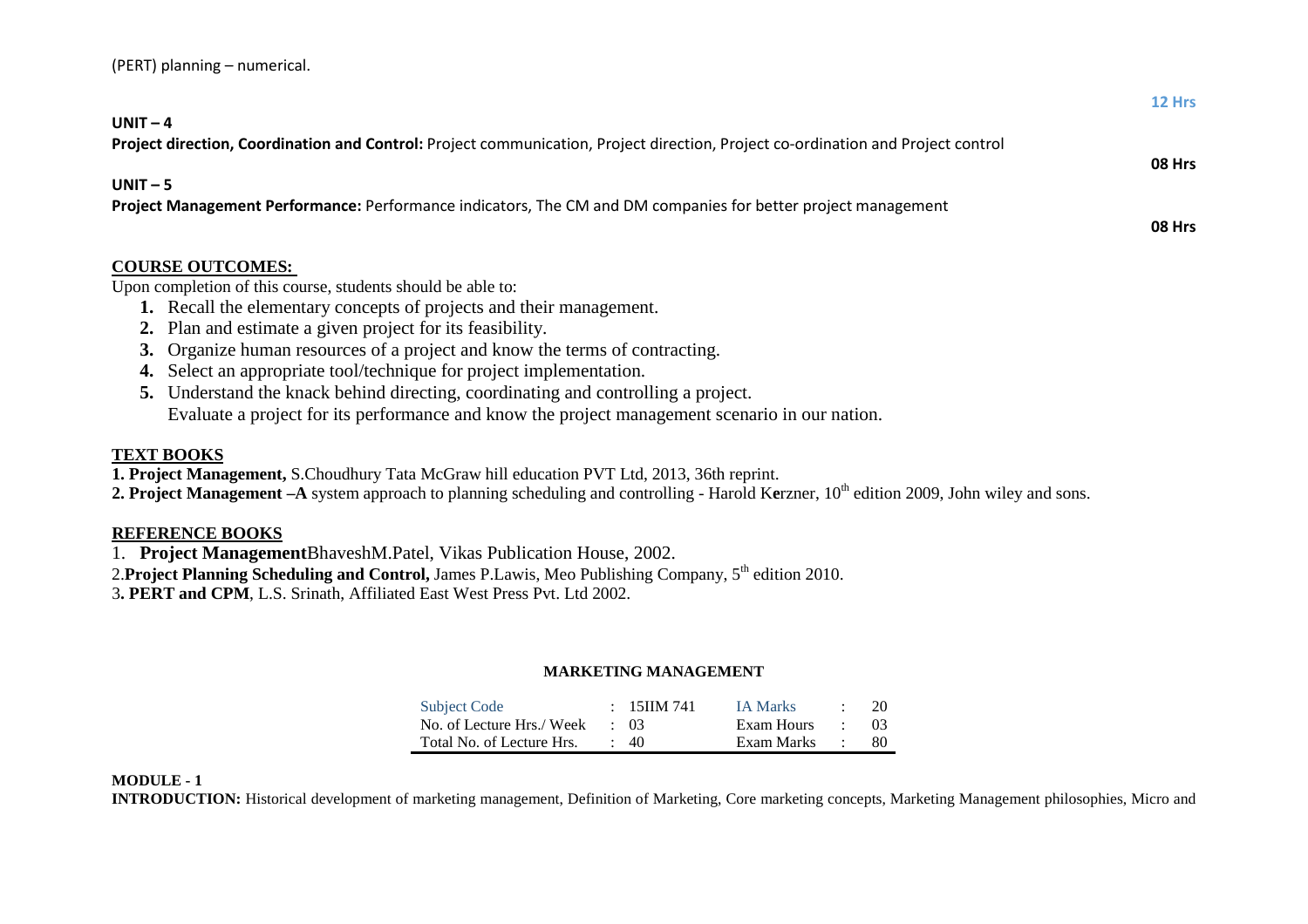(PERT) planning – numerical.

**12 Hrs**

**UNIT – 4**

**Project direction, Coordination and Control:** Project communication, Project direction, Project co-ordination and Project control

**08 Hrs**

**UNIT – 5**

**Project Management Performance:** Performance indicators, The CM and DM companies for better project management

**08 Hrs**

**COURSE OUTCOMES:**

Upon completion of this course, students should be able to:

1. Recall the elementary concepts of projects and their management.
2. Plan and estimate a given project for its feasibility.
3. Organize human resources of a project and know the terms of contracting.
4. Select an appropriate tool/technique for project implementation.
5. Understand the knack behind directing, coordinating and controlling a project.
   Evaluate a project for its performance and know the project management scenario in our nation.

**TEXT BOOKS**

**1. Project Management,** S.Choudhury Tata McGraw hill education PVT Ltd, 2013, 36th reprint.

**2. Project Management –A** system approach to planning scheduling and controlling - Harold Kerzner, 10th edition 2009, John wiley and sons.

**REFERENCE BOOKS**

1. **Project Management**BhaveshM.Patel, Vikas Publication House, 2002.

2.**Project Planning Scheduling and Control,** James P.Lawis, Meo Publishing Company, 5th edition 2010.

3**. PERT and CPM**, L.S. Srinath, Affiliated East West Press Pvt. Ltd 2002.

## MARKETING MANAGEMENT

| Subject Code | : | 15IIM 741 | IA Marks | : | 20 |
|---|---|---|---|---|---|
| No. of Lecture Hrs./ Week | : | 03 | Exam Hours | : | 03 |
| Total No. of Lecture Hrs. | : | 40 | Exam Marks | : | 80 |

**MODULE - 1**

**INTRODUCTION:** Historical development of marketing management, Definition of Marketing, Core marketing concepts, Marketing Management philosophies, Micro and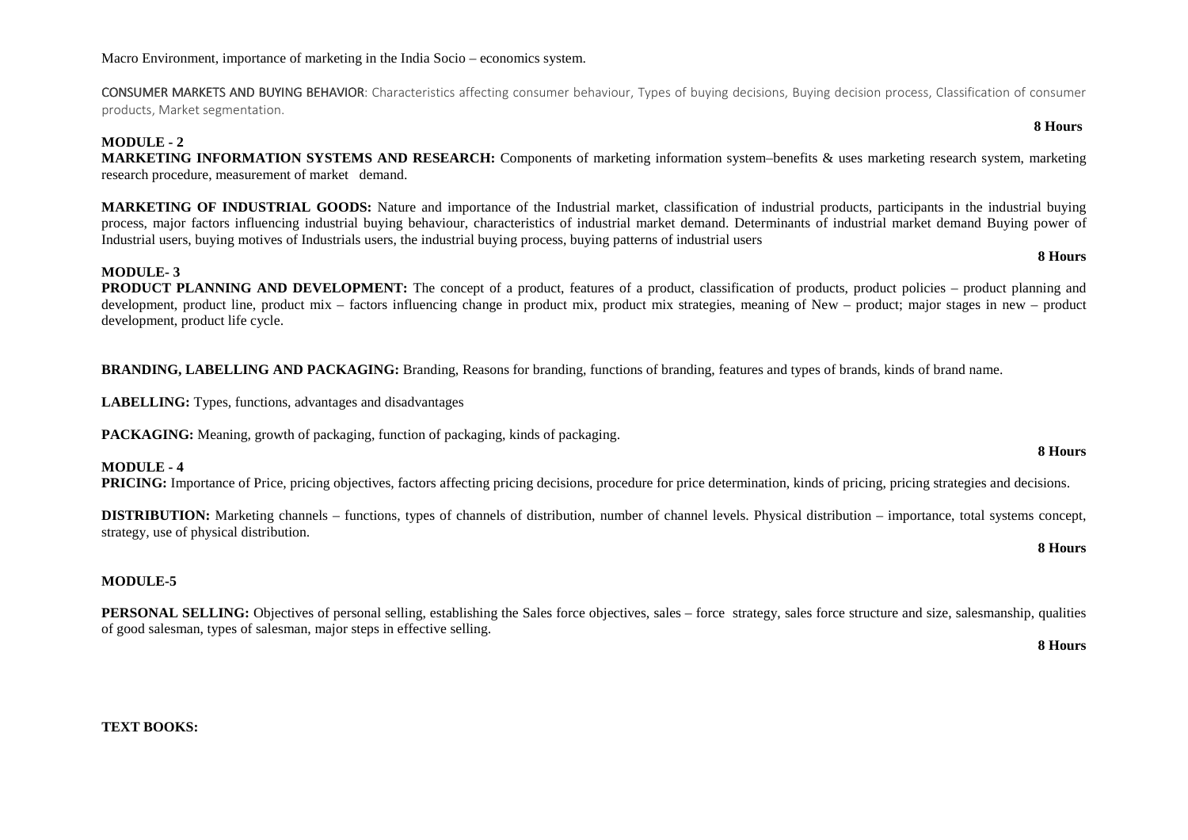Macro Environment, importance of marketing in the India Socio – economics system.

CONSUMER MARKETS AND BUYING BEHAVIOR: Characteristics affecting consumer behaviour, Types of buying decisions, Buying decision process, Classification of consumer products, Market segmentation.

**8 Hours**

**MODULE - 2**

**MARKETING INFORMATION SYSTEMS AND RESEARCH:** Components of marketing information system–benefits & uses marketing research system, marketing research procedure, measurement of market demand.

**MARKETING OF INDUSTRIAL GOODS:** Nature and importance of the Industrial market, classification of industrial products, participants in the industrial buying process, major factors influencing industrial buying behaviour, characteristics of industrial market demand. Determinants of industrial market demand Buying power of Industrial users, buying motives of Industrials users, the industrial buying process, buying patterns of industrial users

**8 Hours**

**MODULE- 3**

**PRODUCT PLANNING AND DEVELOPMENT:** The concept of a product, features of a product, classification of products, product policies – product planning and development, product line, product mix – factors influencing change in product mix, product mix strategies, meaning of New – product; major stages in new – product development, product life cycle.

**BRANDING, LABELLING AND PACKAGING:** Branding, Reasons for branding, functions of branding, features and types of brands, kinds of brand name.

**LABELLING:** Types, functions, advantages and disadvantages

**PACKAGING:** Meaning, growth of packaging, function of packaging, kinds of packaging.

**8 Hours**

**MODULE - 4**

**PRICING:** Importance of Price, pricing objectives, factors affecting pricing decisions, procedure for price determination, kinds of pricing, pricing strategies and decisions.

**DISTRIBUTION:** Marketing channels – functions, types of channels of distribution, number of channel levels. Physical distribution – importance, total systems concept, strategy, use of physical distribution.

**8 Hours**

**MODULE-5**

**PERSONAL SELLING:** Objectives of personal selling, establishing the Sales force objectives, sales – force strategy, sales force structure and size, salesmanship, qualities of good salesman, types of salesman, major steps in effective selling.

**8 Hours**

**TEXT BOOKS:**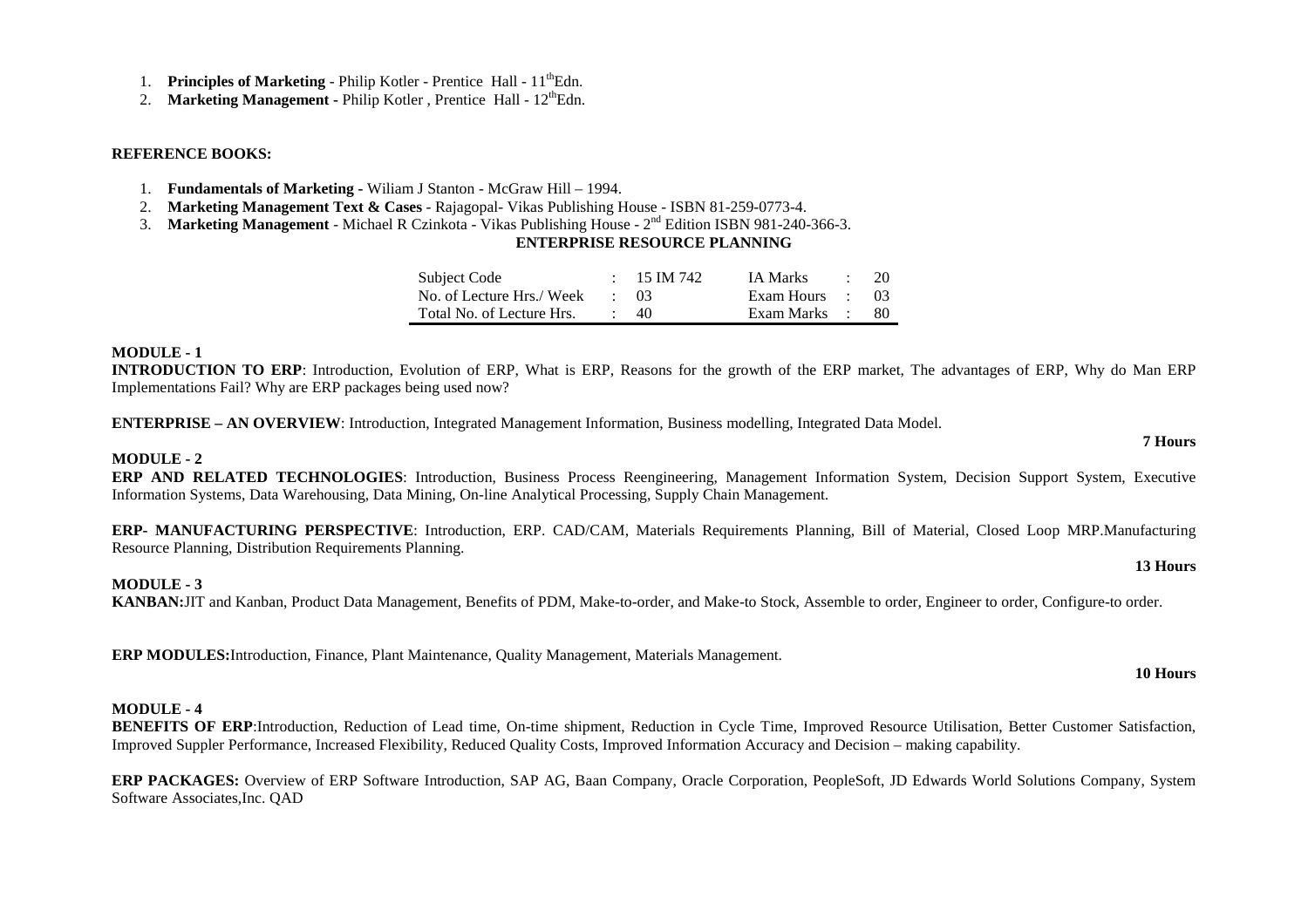1. **Principles of Marketing** - Philip Kotler - Prentice Hall - 11thEdn.
2. **Marketing Management -** Philip Kotler , Prentice Hall - 12thEdn.

**REFERENCE BOOKS:**

1. **Fundamentals of Marketing -** Wiliam J Stanton - McGraw Hill – 1994.
2. **Marketing Management Text & Cases** - Rajagopal- Vikas Publishing House - ISBN 81-259-0773-4.
3. **Marketing Management** - Michael R Czinkota - Vikas Publishing House - 2nd Edition ISBN 981-240-366-3.

## ENTERPRISE RESOURCE PLANNING

| Subject Code | : | 15 IM 742 | IA Marks | : | 20 |
|---|---|---|---|---|---|
| No. of Lecture Hrs./ Week | : | 03 | Exam Hours | : | 03 |
| Total No. of Lecture Hrs. | : | 40 | Exam Marks | : | 80 |

**MODULE - 1**

**INTRODUCTION TO ERP**: Introduction, Evolution of ERP, What is ERP, Reasons for the growth of the ERP market, The advantages of ERP, Why do Man ERP Implementations Fail? Why are ERP packages being used now?

**ENTERPRISE – AN OVERVIEW**: Introduction, Integrated Management Information, Business modelling, Integrated Data Model.

**7 Hours**

**MODULE - 2**

**ERP AND RELATED TECHNOLOGIES**: Introduction, Business Process Reengineering, Management Information System, Decision Support System, Executive Information Systems, Data Warehousing, Data Mining, On-line Analytical Processing, Supply Chain Management.

**ERP- MANUFACTURING PERSPECTIVE**: Introduction, ERP. CAD/CAM, Materials Requirements Planning, Bill of Material, Closed Loop MRP.Manufacturing Resource Planning, Distribution Requirements Planning.

**13 Hours**

**MODULE - 3**

**KANBAN:**JIT and Kanban, Product Data Management, Benefits of PDM, Make-to-order, and Make-to Stock, Assemble to order, Engineer to order, Configure-to order.

**ERP MODULES:**Introduction, Finance, Plant Maintenance, Quality Management, Materials Management.

**10 Hours**

**MODULE - 4**

**BENEFITS OF ERP**:Introduction, Reduction of Lead time, On-time shipment, Reduction in Cycle Time, Improved Resource Utilisation, Better Customer Satisfaction, Improved Suppler Performance, Increased Flexibility, Reduced Quality Costs, Improved Information Accuracy and Decision – making capability.

**ERP PACKAGES:** Overview of ERP Software Introduction, SAP AG, Baan Company, Oracle Corporation, PeopleSoft, JD Edwards World Solutions Company, System Software Associates,Inc. QAD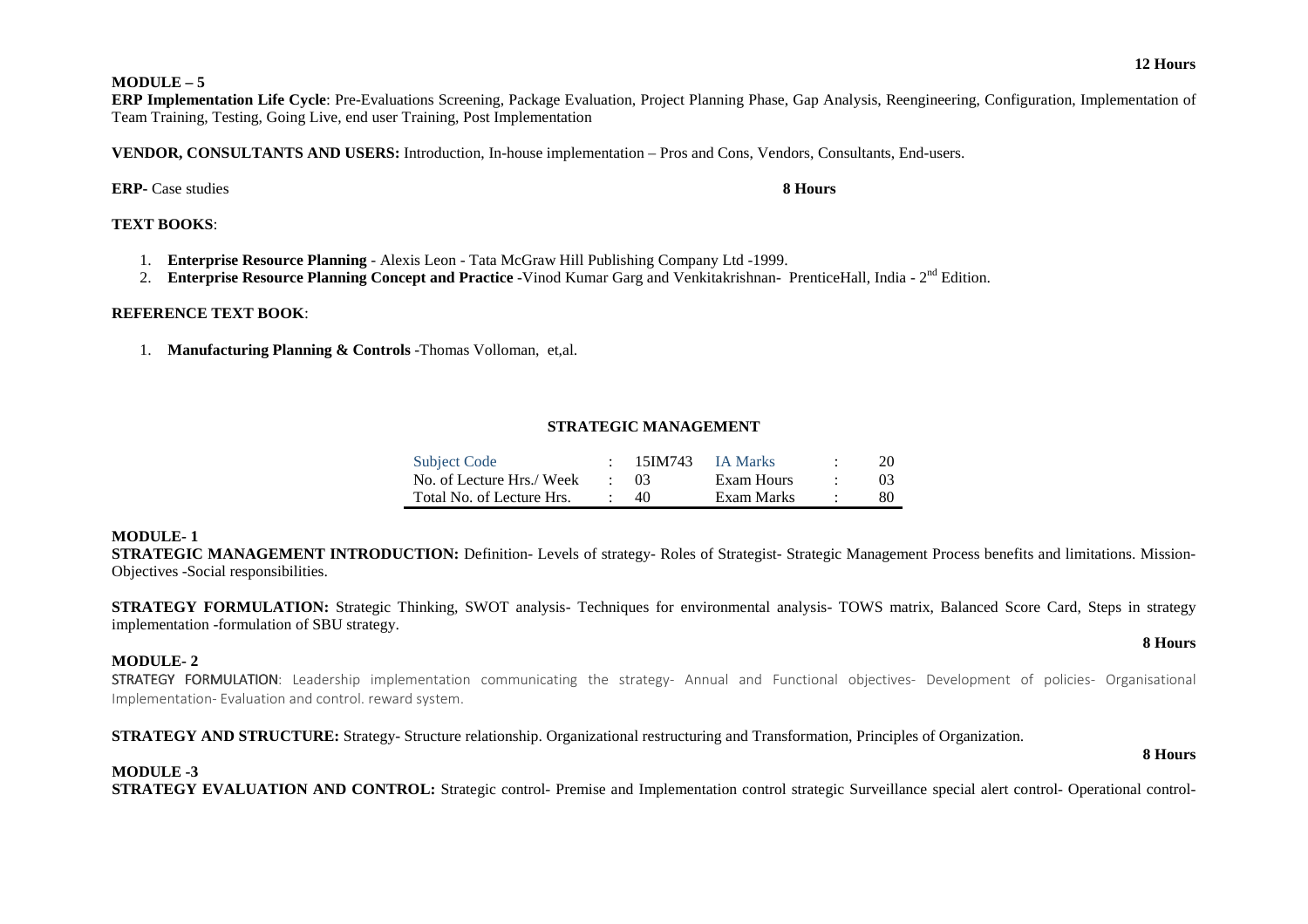12 Hours

**MODULE – 5**

**ERP Implementation Life Cycle**: Pre-Evaluations Screening, Package Evaluation, Project Planning Phase, Gap Analysis, Reengineering, Configuration, Implementation of Team Training, Testing, Going Live, end user Training, Post Implementation

**VENDOR, CONSULTANTS AND USERS:** Introduction, In-house implementation – Pros and Cons, Vendors, Consultants, End-users.

**ERP-** Case studies **8 Hours**

**TEXT BOOKS**:

1. **Enterprise Resource Planning** - Alexis Leon - Tata McGraw Hill Publishing Company Ltd -1999.
2. **Enterprise Resource Planning Concept and Practice** -Vinod Kumar Garg and Venkitakrishnan- PrenticeHall, India - 2nd Edition.

**REFERENCE TEXT BOOK**:

1. **Manufacturing Planning & Controls** -Thomas Volloman, et,al.

## STRATEGIC MANAGEMENT

| | | | | | |
|---|---|---|---|---|---|
| Subject Code | : | 15IM743 | IA Marks | : | 20 |
| No. of Lecture Hrs./ Week | : | 03 | Exam Hours | : | 03 |
| Total No. of Lecture Hrs. | : | 40 | Exam Marks | : | 80 |

**MODULE- 1**

**STRATEGIC MANAGEMENT INTRODUCTION:** Definition- Levels of strategy- Roles of Strategist- Strategic Management Process benefits and limitations. Mission- Objectives -Social responsibilities.

**STRATEGY FORMULATION:** Strategic Thinking, SWOT analysis- Techniques for environmental analysis- TOWS matrix, Balanced Score Card, Steps in strategy implementation -formulation of SBU strategy.

**8 Hours**

**MODULE- 2**

STRATEGY FORMULATION: Leadership implementation communicating the strategy- Annual and Functional objectives- Development of policies- Organisational Implementation- Evaluation and control. reward system.

**STRATEGY AND STRUCTURE:** Strategy- Structure relationship. Organizational restructuring and Transformation, Principles of Organization.

**8 Hours**

**MODULE -3**

**STRATEGY EVALUATION AND CONTROL:** Strategic control- Premise and Implementation control strategic Surveillance special alert control- Operational control-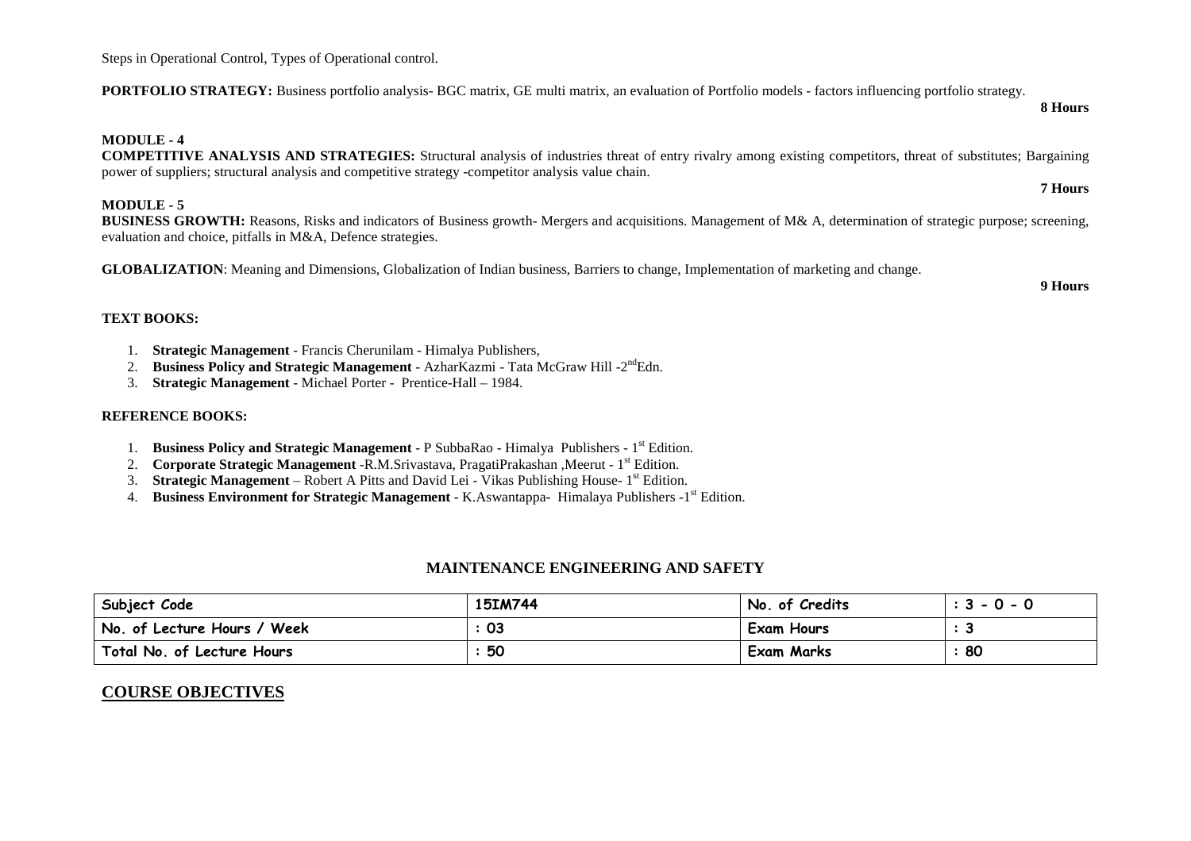Steps in Operational Control, Types of Operational control.

**PORTFOLIO STRATEGY:** Business portfolio analysis- BGC matrix, GE multi matrix, an evaluation of Portfolio models - factors influencing portfolio strategy.

**8 Hours**

**MODULE - 4**

**COMPETITIVE ANALYSIS AND STRATEGIES:** Structural analysis of industries threat of entry rivalry among existing competitors, threat of substitutes; Bargaining power of suppliers; structural analysis and competitive strategy -competitor analysis value chain.

**7 Hours**

**MODULE - 5**

**BUSINESS GROWTH:** Reasons, Risks and indicators of Business growth- Mergers and acquisitions. Management of M& A, determination of strategic purpose; screening, evaluation and choice, pitfalls in M&A, Defence strategies.

**GLOBALIZATION**: Meaning and Dimensions, Globalization of Indian business, Barriers to change, Implementation of marketing and change.

**9 Hours**

**TEXT BOOKS:**

1. **Strategic Management** - Francis Cherunilam - Himalya Publishers,
2. **Business Policy and Strategic Management** - AzharKazmi - Tata McGraw Hill -2nd Edn.
3. **Strategic Management** - Michael Porter - Prentice-Hall – 1984.

**REFERENCE BOOKS:**

1. **Business Policy and Strategic Management** - P SubbaRao - Himalya Publishers - 1st Edition.
2. **Corporate Strategic Management** -R.M.Srivastava, PragatiPrakashan ,Meerut - 1st Edition.
3. **Strategic Management** – Robert A Pitts and David Lei - Vikas Publishing House- 1st Edition.
4. **Business Environment for Strategic Management** - K.Aswantappa- Himalaya Publishers -1st Edition.

## MAINTENANCE ENGINEERING AND SAFETY

| Subject Code | 15IM744 | No. of Credits | : 3 - 0 - 0 |
|---|---|---|---|
| No. of Lecture Hours / Week | : 03 | Exam Hours | : 3 |
| Total No. of Lecture Hours | : 50 | Exam Marks | : 80 |

## COURSE OBJECTIVES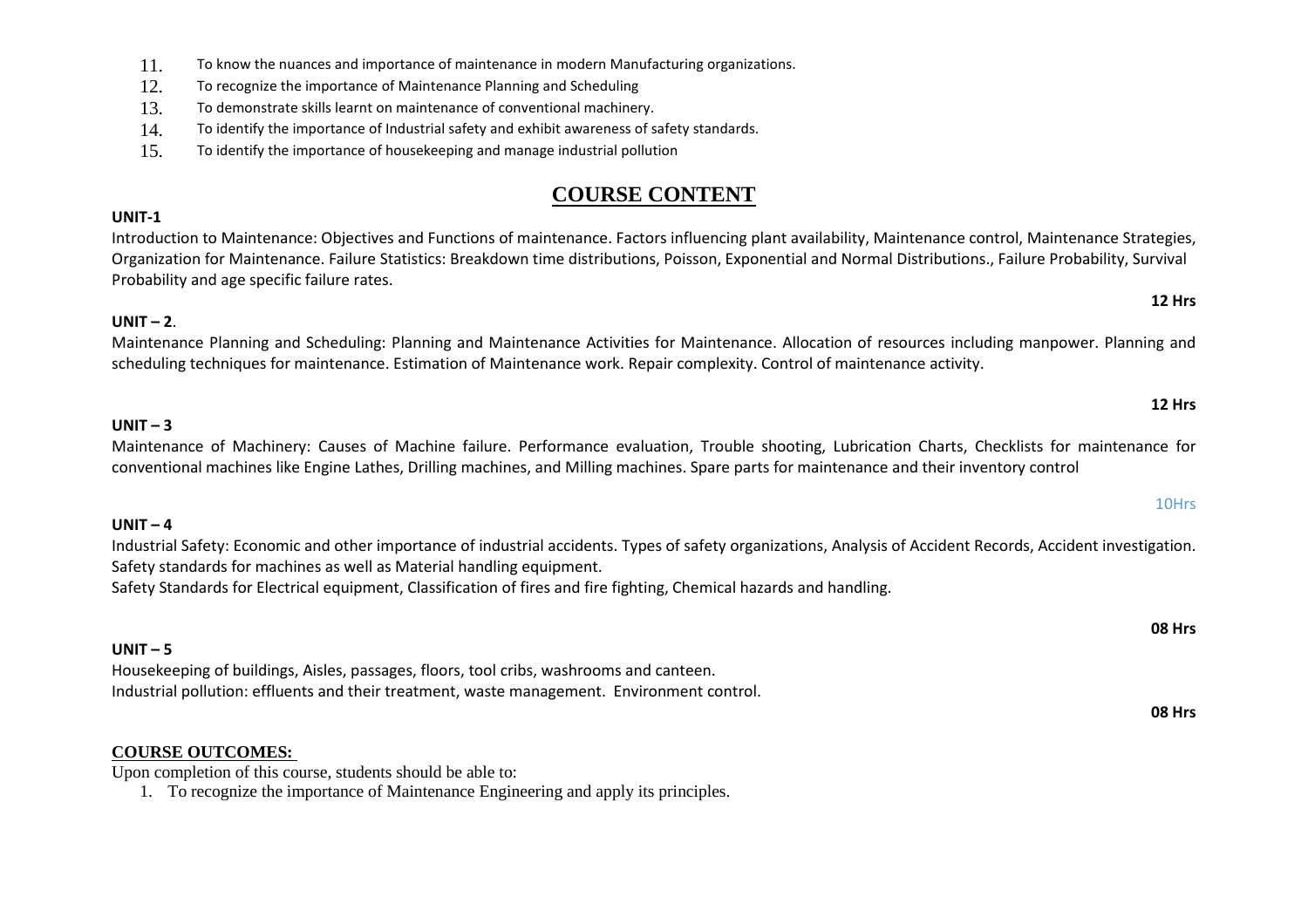11. To know the nuances and importance of maintenance in modern Manufacturing organizations.
12. To recognize the importance of Maintenance Planning and Scheduling
13. To demonstrate skills learnt on maintenance of conventional machinery.
14. To identify the importance of Industrial safety and exhibit awareness of safety standards.
15. To identify the importance of housekeeping and manage industrial pollution

## COURSE CONTENT

**UNIT-1**

Introduction to Maintenance: Objectives and Functions of maintenance. Factors influencing plant availability, Maintenance control, Maintenance Strategies, Organization for Maintenance. Failure Statistics: Breakdown time distributions, Poisson, Exponential and Normal Distributions., Failure Probability, Survival Probability and age specific failure rates.

**12 Hrs**

**UNIT – 2**.

Maintenance Planning and Scheduling: Planning and Maintenance Activities for Maintenance. Allocation of resources including manpower. Planning and scheduling techniques for maintenance. Estimation of Maintenance work. Repair complexity. Control of maintenance activity.

**12 Hrs**

**UNIT – 3**

Maintenance of Machinery: Causes of Machine failure. Performance evaluation, Trouble shooting, Lubrication Charts, Checklists for maintenance for conventional machines like Engine Lathes, Drilling machines, and Milling machines. Spare parts for maintenance and their inventory control

10Hrs

**UNIT – 4**

Industrial Safety: Economic and other importance of industrial accidents. Types of safety organizations, Analysis of Accident Records, Accident investigation. Safety standards for machines as well as Material handling equipment.

Safety Standards for Electrical equipment, Classification of fires and fire fighting, Chemical hazards and handling.

**08 Hrs**

**UNIT – 5**

Housekeeping of buildings, Aisles, passages, floors, tool cribs, washrooms and canteen.

Industrial pollution: effluents and their treatment, waste management. Environment control.

**08 Hrs**

## COURSE OUTCOMES:

Upon completion of this course, students should be able to:

1. To recognize the importance of Maintenance Engineering and apply its principles.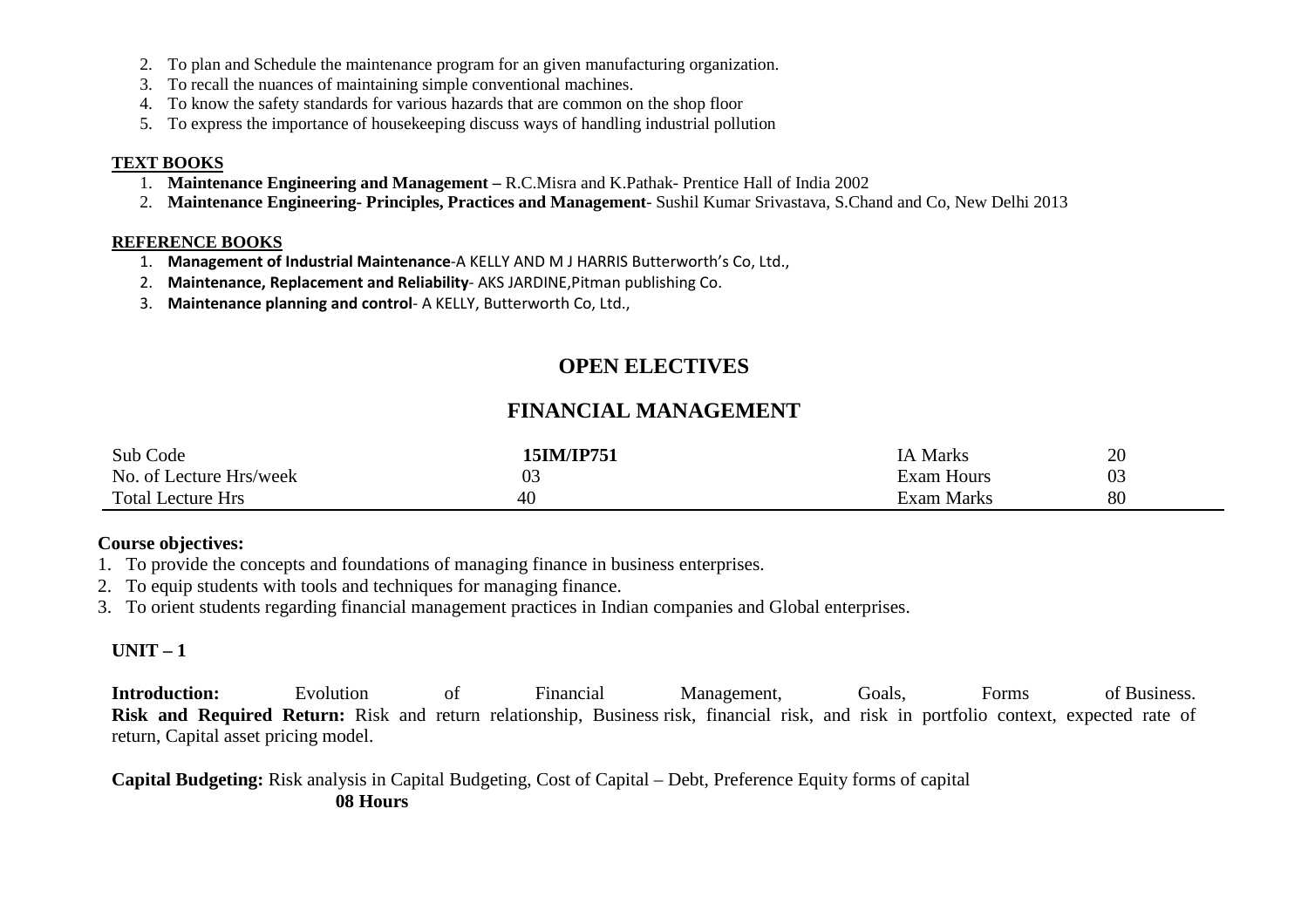2. To plan and Schedule the maintenance program for an given manufacturing organization.
3. To recall the nuances of maintaining simple conventional machines.
4. To know the safety standards for various hazards that are common on the shop floor
5. To express the importance of housekeeping discuss ways of handling industrial pollution

**TEXT BOOKS**

1. **Maintenance Engineering and Management –** R.C.Misra and K.Pathak- Prentice Hall of India 2002
2. **Maintenance Engineering- Principles, Practices and Management**- Sushil Kumar Srivastava, S.Chand and Co, New Delhi 2013

**REFERENCE BOOKS**

1. **Management of Industrial Maintenance**-A KELLY AND M J HARRIS Butterworth's Co, Ltd.,
2. **Maintenance, Replacement and Reliability**- AKS JARDINE,Pitman publishing Co.
3. **Maintenance planning and control**- A KELLY, Butterworth Co, Ltd.,

# OPEN ELECTIVES

## FINANCIAL MANAGEMENT

| Sub Code | **15IM/IP751** | IA Marks | 20 |
|---|---|---|---|
| No. of Lecture Hrs/week | 03 | Exam Hours | 03 |
| Total Lecture Hrs | 40 | Exam Marks | 80 |

**Course objectives:**

1. To provide the concepts and foundations of managing finance in business enterprises.
2. To equip students with tools and techniques for managing finance.
3. To orient students regarding financial management practices in Indian companies and Global enterprises.

**UNIT – 1**

**Introduction:** Evolution of Financial Management, Goals, Forms of Business.
**Risk and Required Return:** Risk and return relationship, Business risk, financial risk, and risk in portfolio context, expected rate of return, Capital asset pricing model.

**Capital Budgeting:** Risk analysis in Capital Budgeting, Cost of Capital – Debt, Preference Equity forms of capital
**08 Hours**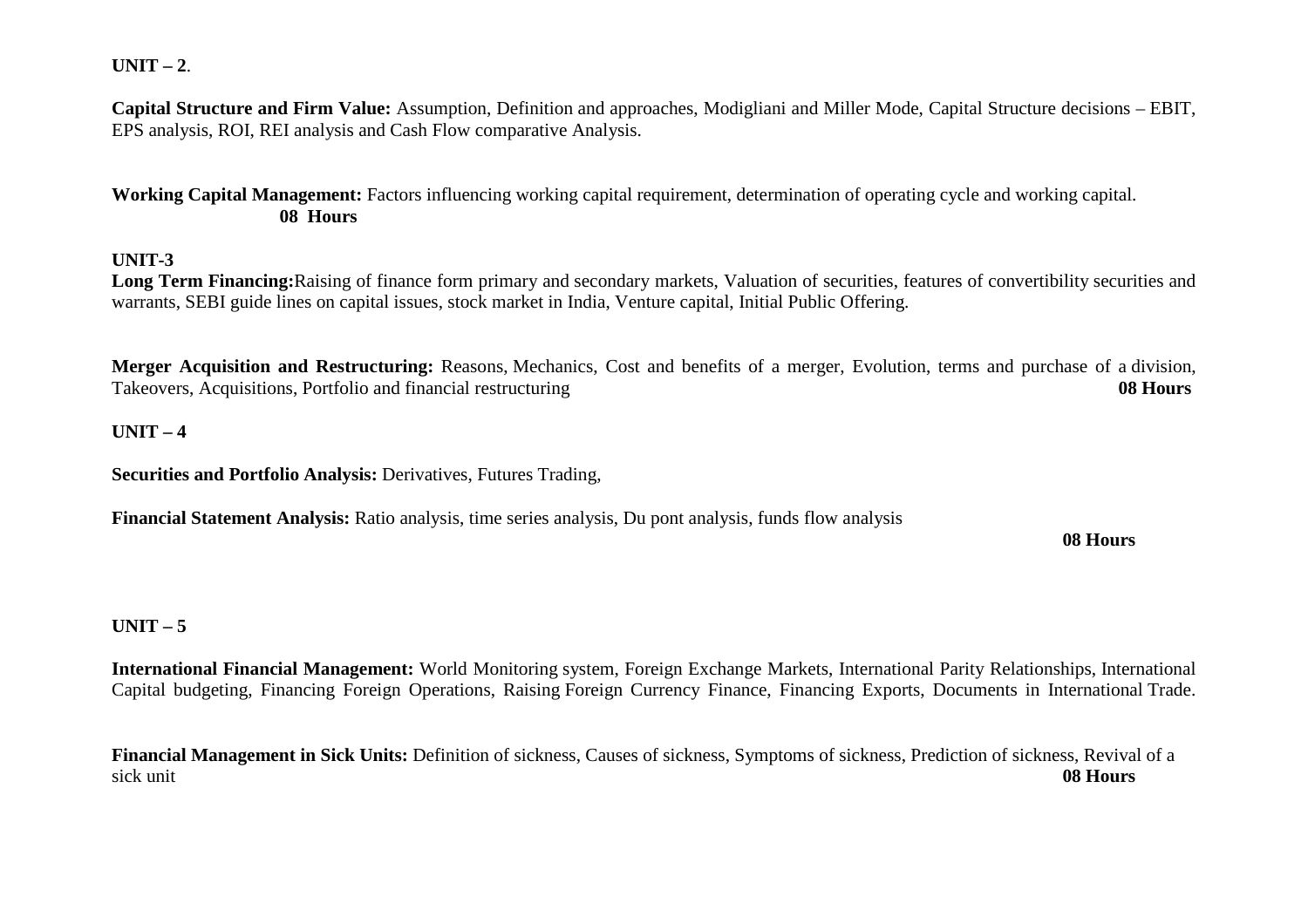**UNIT – 2**.

**Capital Structure and Firm Value:** Assumption, Definition and approaches, Modigliani and Miller Mode, Capital Structure decisions – EBIT, EPS analysis, ROI, REI analysis and Cash Flow comparative Analysis.

**Working Capital Management:** Factors influencing working capital requirement, determination of operating cycle and working capital.
**08 Hours**

**UNIT-3**

**Long Term Financing:**Raising of finance form primary and secondary markets, Valuation of securities, features of convertibility securities and warrants, SEBI guide lines on capital issues, stock market in India, Venture capital, Initial Public Offering.

**Merger Acquisition and Restructuring:** Reasons, Mechanics, Cost and benefits of a merger, Evolution, terms and purchase of a division, Takeovers, Acquisitions, Portfolio and financial restructuring **08 Hours**

**UNIT – 4**

**Securities and Portfolio Analysis:** Derivatives, Futures Trading,

**Financial Statement Analysis:** Ratio analysis, time series analysis, Du pont analysis, funds flow analysis

**08 Hours**

**UNIT – 5**

**International Financial Management:** World Monitoring system, Foreign Exchange Markets, International Parity Relationships, International Capital budgeting, Financing Foreign Operations, Raising Foreign Currency Finance, Financing Exports, Documents in International Trade.

**Financial Management in Sick Units:** Definition of sickness, Causes of sickness, Symptoms of sickness, Prediction of sickness, Revival of a sick unit **08 Hours**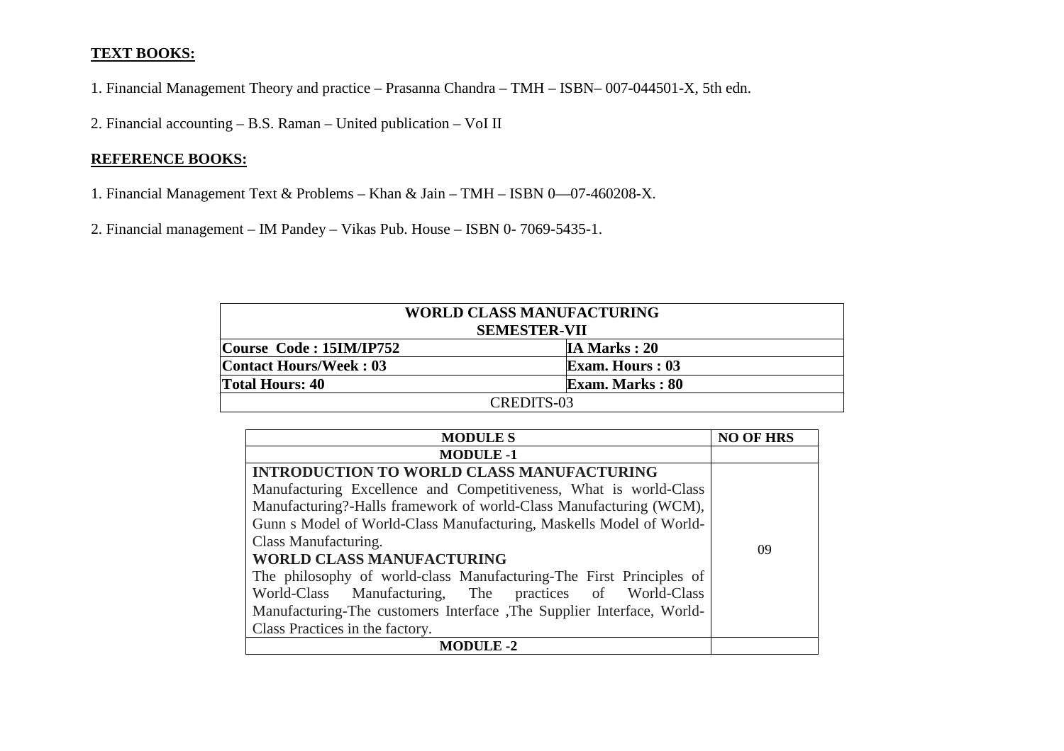**TEXT BOOKS:**

1. Financial Management Theory and practice – Prasanna Chandra – TMH – ISBN– 007-044501-X, 5th edn.

2. Financial accounting – B.S. Raman – United publication – VoI II

**REFERENCE BOOKS:**

1. Financial Management Text & Problems – Khan & Jain – TMH – ISBN 0—07-460208-X.

2. Financial management – IM Pandey – Vikas Pub. House – ISBN 0- 7069-5435-1.

| WORLD CLASS MANUFACTURING<br>SEMESTER-VII | |
|---|---|
| **Course Code : 15IM/IP752** | **IA Marks : 20** |
| **Contact Hours/Week : 03** | **Exam. Hours : 03** |
| **Total Hours: 40** | **Exam. Marks : 80** |
| CREDITS-03 | |

| MODULE S | NO OF HRS |
|---|---|
| **MODULE -1** | |
| **INTRODUCTION TO WORLD CLASS MANUFACTURING**<br>Manufacturing Excellence and Competitiveness, What is world-Class Manufacturing?-Halls framework of world-Class Manufacturing (WCM), Gunn s Model of World-Class Manufacturing, Maskells Model of World-Class Manufacturing.<br>**WORLD CLASS MANUFACTURING**<br>The philosophy of world-class Manufacturing-The First Principles of World-Class Manufacturing, The practices of World-Class Manufacturing-The customers Interface ,The Supplier Interface, World-Class Practices in the factory. | 09 |
| **MODULE -2** | |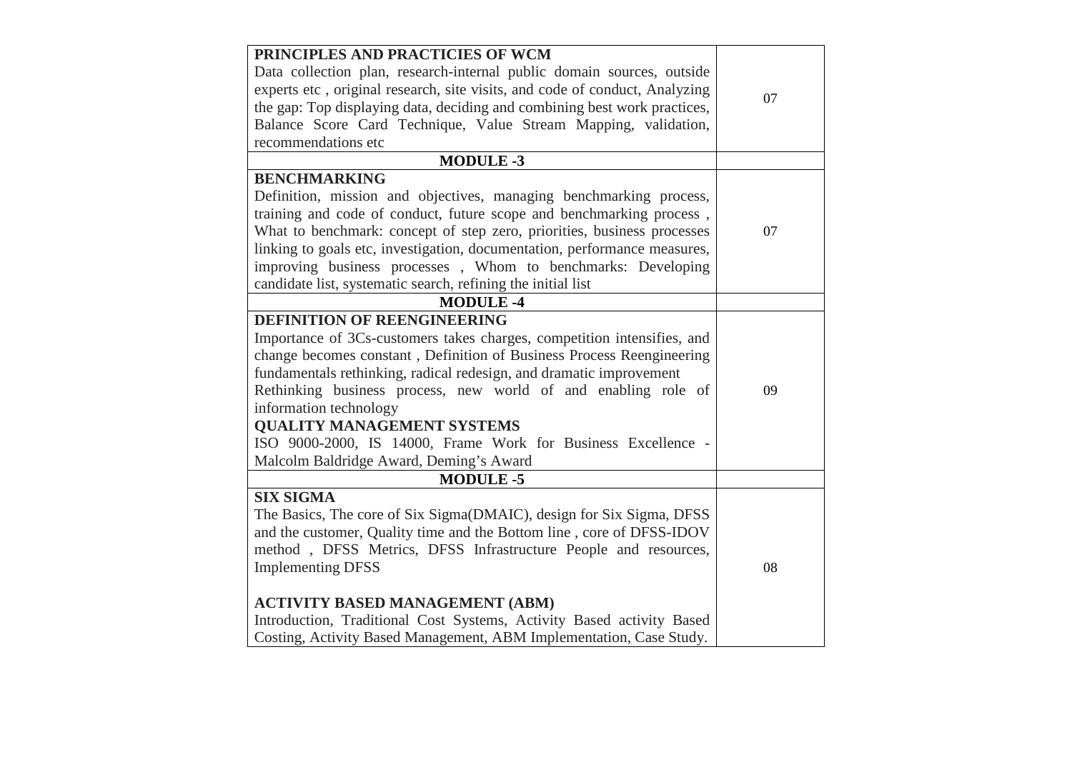| | |
|---|---|
| **PRINCIPLES AND PRACTICIES OF WCM**<br>Data collection plan, research-internal public domain sources, outside experts etc , original research, site visits, and code of conduct, Analyzing the gap: Top displaying data, deciding and combining best work practices, Balance Score Card Technique, Value Stream Mapping, validation, recommendations etc | 07 |
| **MODULE -3** | |
| **BENCHMARKING**<br>Definition, mission and objectives, managing benchmarking process, training and code of conduct, future scope and benchmarking process , What to benchmark: concept of step zero, priorities, business processes linking to goals etc, investigation, documentation, performance measures, improving business processes , Whom to benchmarks: Developing candidate list, systematic search, refining the initial list | 07 |
| **MODULE -4** | |
| **DEFINITION OF REENGINEERING**<br>Importance of 3Cs-customers takes charges, competition intensifies, and change becomes constant , Definition of Business Process Reengineering fundamentals rethinking, radical redesign, and dramatic improvement<br>Rethinking business process, new world of and enabling role of information technology<br>**QUALITY MANAGEMENT SYSTEMS**<br>ISO 9000-2000, IS 14000, Frame Work for Business Excellence - Malcolm Baldridge Award, Deming's Award | 09 |
| **MODULE -5** | |
| **SIX SIGMA**<br>The Basics, The core of Six Sigma(DMAIC), design for Six Sigma, DFSS and the customer, Quality time and the Bottom line , core of DFSS-IDOV method , DFSS Metrics, DFSS Infrastructure People and resources, Implementing DFSS<br><br>**ACTIVITY BASED MANAGEMENT (ABM)**<br>Introduction, Traditional Cost Systems, Activity Based activity Based Costing, Activity Based Management, ABM Implementation, Case Study. | 08 |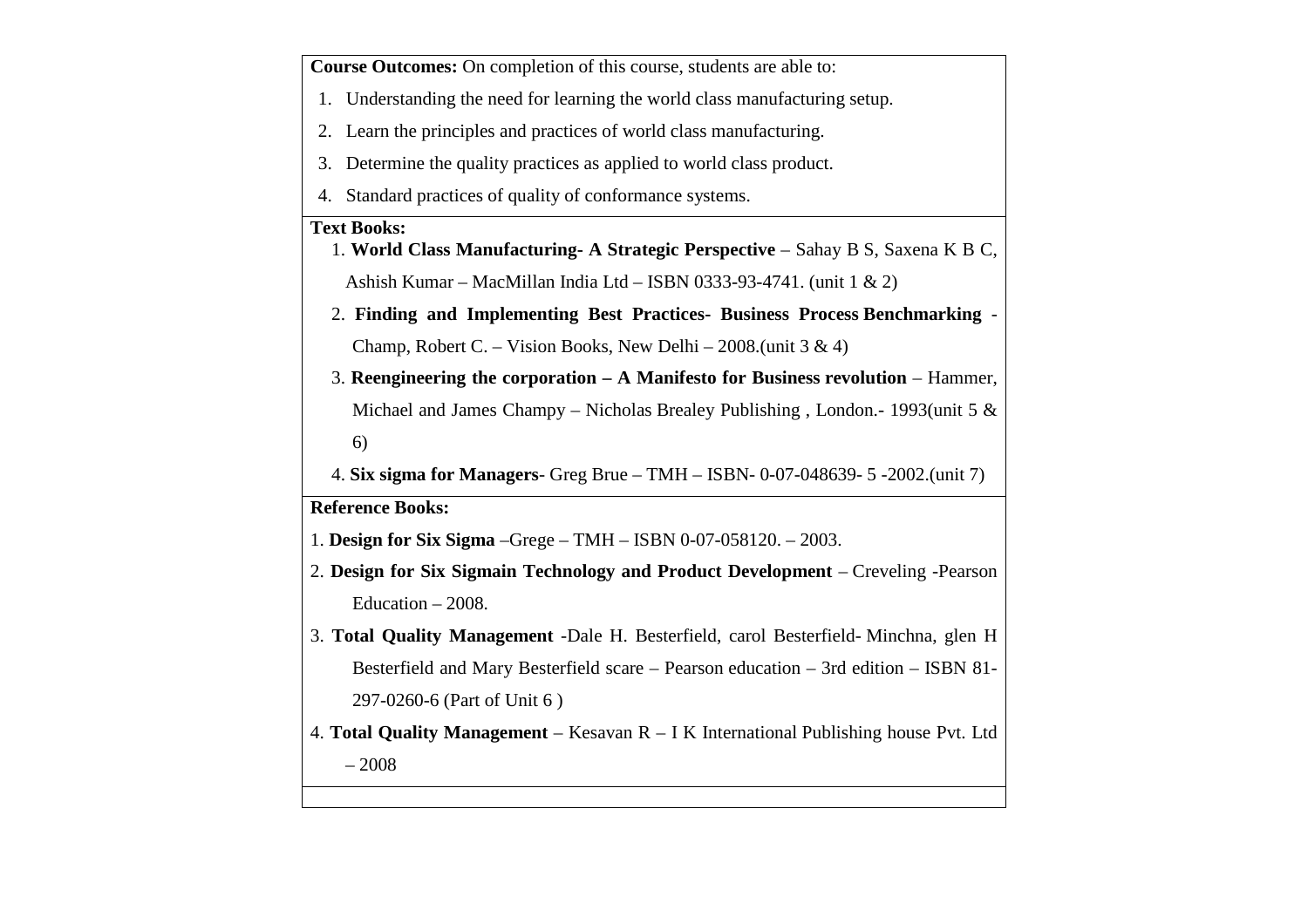**Course Outcomes:** On completion of this course, students are able to:

1. Understanding the need for learning the world class manufacturing setup.
2. Learn the principles and practices of world class manufacturing.
3. Determine the quality practices as applied to world class product.
4. Standard practices of quality of conformance systems.

**Text Books:**

1. **World Class Manufacturing- A Strategic Perspective** – Sahay B S, Saxena K B C, Ashish Kumar – MacMillan India Ltd – ISBN 0333-93-4741. (unit 1 & 2)
2. **Finding and Implementing Best Practices- Business Process Benchmarking** - Champ, Robert C. – Vision Books, New Delhi – 2008.(unit 3 & 4)
3. **Reengineering the corporation – A Manifesto for Business revolution** – Hammer, Michael and James Champy – Nicholas Brealey Publishing , London.- 1993(unit 5 & 6)
4. **Six sigma for Managers**- Greg Brue – TMH – ISBN- 0-07-048639- 5 -2002.(unit 7)

**Reference Books:**

1. **Design for Six Sigma** –Grege – TMH – ISBN 0-07-058120. – 2003.
2. **Design for Six Sigmain Technology and Product Development** – Creveling -Pearson Education – 2008.
3. **Total Quality Management** -Dale H. Besterfield, carol Besterfield- Minchna, glen H Besterfield and Mary Besterfield scare – Pearson education – 3rd edition – ISBN 81-297-0260-6 (Part of Unit 6 )
4. **Total Quality Management** – Kesavan R – I K International Publishing house Pvt. Ltd – 2008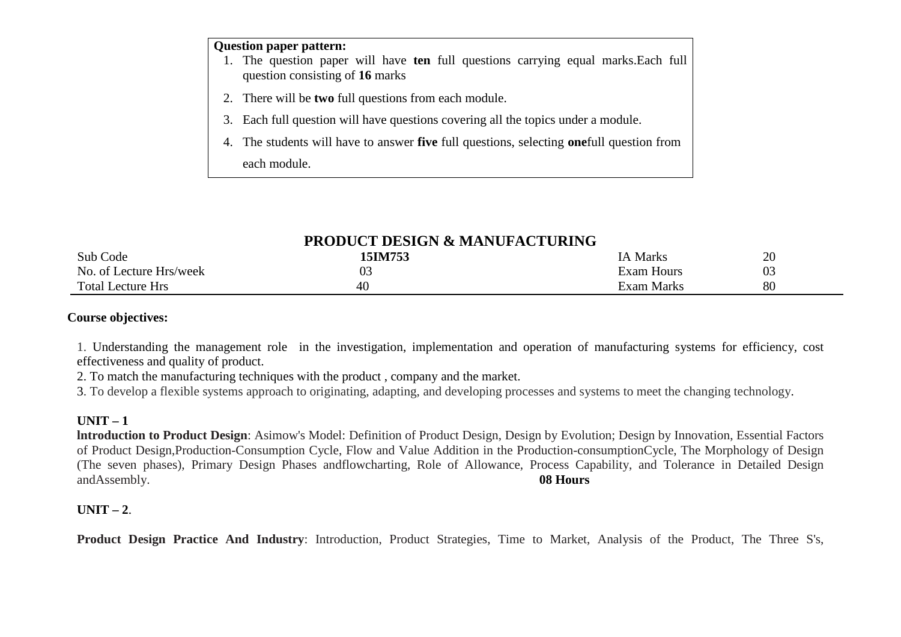**Question paper pattern:**

1. The question paper will have **ten** full questions carrying equal marks.Each full question consisting of **16** marks
2. There will be **two** full questions from each module.
3. Each full question will have questions covering all the topics under a module.
4. The students will have to answer **five** full questions, selecting **one**full question from each module.

## PRODUCT DESIGN & MANUFACTURING

| Sub Code | **15IM753** | IA Marks | 20 |
|---|---|---|---|
| No. of Lecture Hrs/week | 03 | Exam Hours | 03 |
| Total Lecture Hrs | 40 | Exam Marks | 80 |

**Course objectives:**

1. Understanding the management role in the investigation, implementation and operation of manufacturing systems for efficiency, cost effectiveness and quality of product.
2. To match the manufacturing techniques with the product , company and the market.
3. To develop a flexible systems approach to originating, adapting, and developing processes and systems to meet the changing technology.

**UNIT – 1**

**lntroduction to Product Design**: Asimow's Model: Definition of Product Design, Design by Evolution; Design by Innovation, Essential Factors of Product Design,Production-Consumption Cycle, Flow and Value Addition in the Production-consumptionCycle, The Morphology of Design (The seven phases), Primary Design Phases andflowcharting, Role of Allowance, Process Capability, and Tolerance in Detailed Design andAssembly. **08 Hours**

**UNIT – 2**.

**Product Design Practice And Industry**: Introduction, Product Strategies, Time to Market, Analysis of the Product, The Three S's,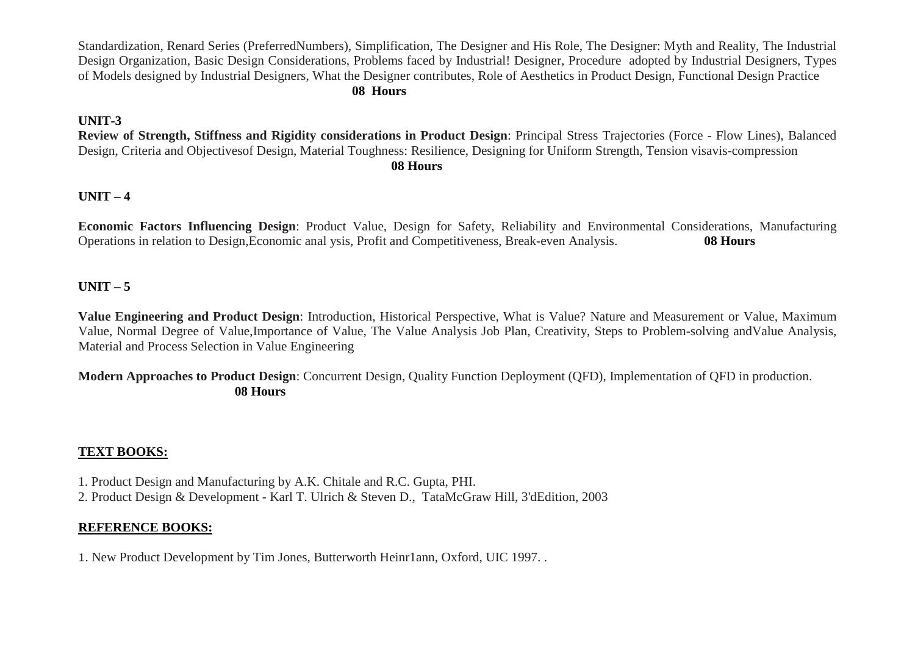Standardization, Renard Series (PreferredNumbers), Simplification, The Designer and His Role, The Designer: Myth and Reality, The Industrial Design Organization, Basic Design Considerations, Problems faced by Industrial! Designer, Procedure adopted by Industrial Designers, Types of Models designed by Industrial Designers, What the Designer contributes, Role of Aesthetics in Product Design, Functional Design Practice

**08 Hours**

**UNIT-3**

**Review of Strength, Stiffness and Rigidity considerations in Product Design**: Principal Stress Trajectories (Force - Flow Lines), Balanced Design, Criteria and Objectivesof Design, Material Toughness: Resilience, Designing for Uniform Strength, Tension visavis-compression

**08 Hours**

**UNIT – 4**

**Economic Factors Influencing Design**: Product Value, Design for Safety, Reliability and Environmental Considerations, Manufacturing Operations in relation to Design,Economic anal ysis, Profit and Competitiveness, Break-even Analysis. **08 Hours**

**UNIT – 5**

**Value Engineering and Product Design**: Introduction, Historical Perspective, What is Value? Nature and Measurement or Value, Maximum Value, Normal Degree of Value,Importance of Value, The Value Analysis Job Plan, Creativity, Steps to Problem-solving andValue Analysis, Material and Process Selection in Value Engineering

**Modern Approaches to Product Design**: Concurrent Design, Quality Function Deployment (QFD), Implementation of QFD in production.

**08 Hours**

**<u>TEXT BOOKS:</u>**

1. Product Design and Manufacturing by A.K. Chitale and R.C. Gupta, PHI.
2. Product Design & Development - Karl T. Ulrich & Steven D., TataMcGraw Hill, 3'dEdition, 2003

**<u>REFERENCE BOOKS:</u>**

1. New Product Development by Tim Jones, Butterworth Heinr1ann, Oxford, UIC 1997. .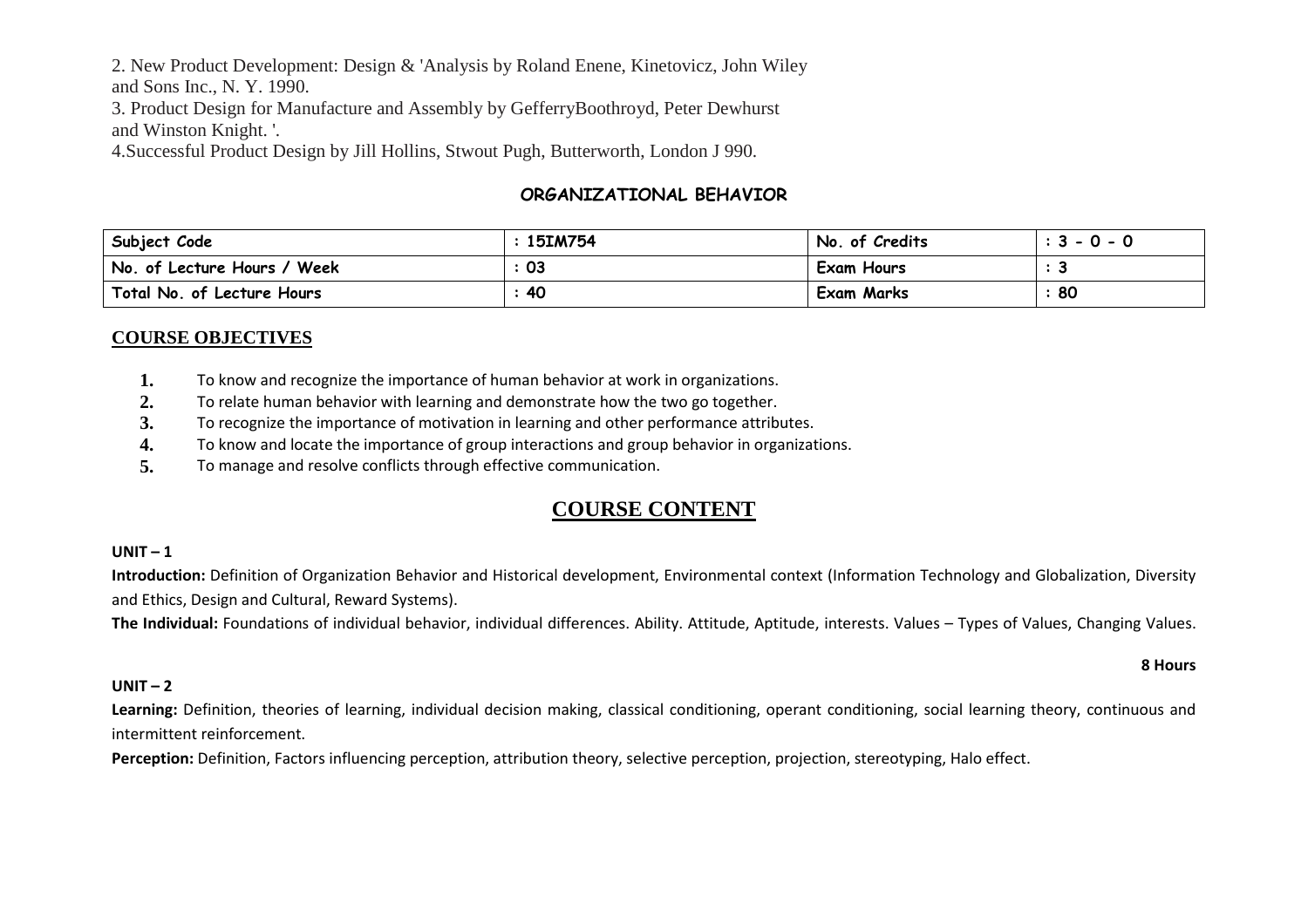2. New Product Development: Design & 'Analysis by Roland Enene, Kinetovicz, John Wiley and Sons Inc., N. Y. 1990.
3. Product Design for Manufacture and Assembly by GefferryBoothroyd, Peter Dewhurst and Winston Knight. '.
4.Successful Product Design by Jill Hollins, Stwout Pugh, Butterworth, London J 990.

## ORGANIZATIONAL BEHAVIOR

| Subject Code | : 15IM754 | No. of Credits | : 3 - 0 - 0 |
|---|---|---|---|
| No. of Lecture Hours / Week | : 03 | Exam Hours | : 3 |
| Total No. of Lecture Hours | : 40 | Exam Marks | : 80 |

### COURSE OBJECTIVES

1. To know and recognize the importance of human behavior at work in organizations.
2. To relate human behavior with learning and demonstrate how the two go together.
3. To recognize the importance of motivation in learning and other performance attributes.
4. To know and locate the importance of group interactions and group behavior in organizations.
5. To manage and resolve conflicts through effective communication.

## COURSE CONTENT

**UNIT – 1**

**Introduction:** Definition of Organization Behavior and Historical development, Environmental context (Information Technology and Globalization, Diversity and Ethics, Design and Cultural, Reward Systems).

**The Individual:** Foundations of individual behavior, individual differences. Ability. Attitude, Aptitude, interests. Values – Types of Values, Changing Values.

**8 Hours**

**UNIT – 2**

**Learning:** Definition, theories of learning, individual decision making, classical conditioning, operant conditioning, social learning theory, continuous and intermittent reinforcement.

**Perception:** Definition, Factors influencing perception, attribution theory, selective perception, projection, stereotyping, Halo effect.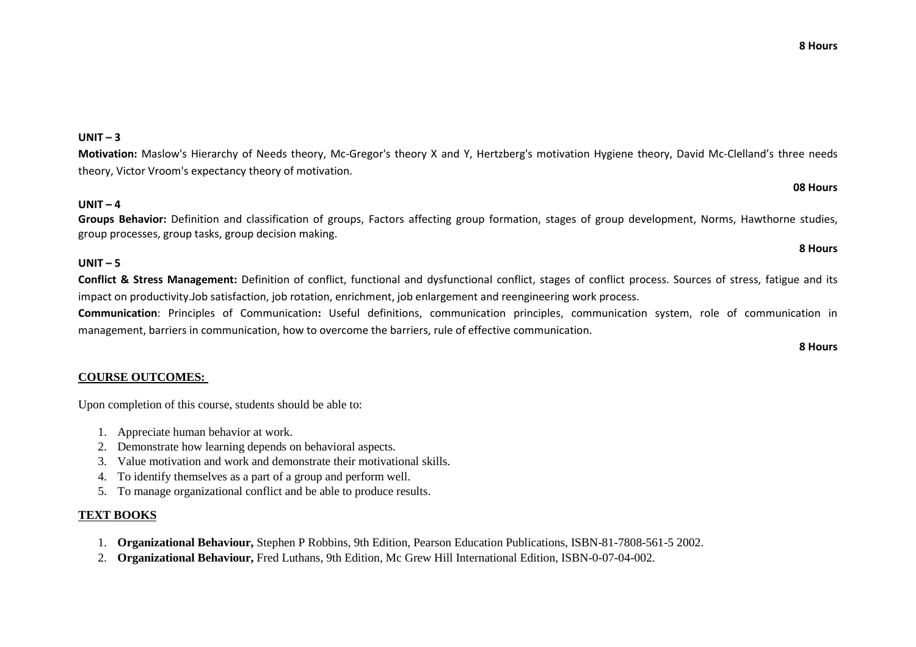**8 Hours**

**UNIT – 3**

**Motivation:** Maslow's Hierarchy of Needs theory, Mc-Gregor's theory X and Y, Hertzberg's motivation Hygiene theory, David Mc-Clelland's three needs theory, Victor Vroom's expectancy theory of motivation.

**08 Hours**

**UNIT – 4**

**Groups Behavior:** Definition and classification of groups, Factors affecting group formation, stages of group development, Norms, Hawthorne studies, group processes, group tasks, group decision making.

**8 Hours**

**UNIT – 5**

**Conflict & Stress Management:** Definition of conflict, functional and dysfunctional conflict, stages of conflict process. Sources of stress, fatigue and its impact on productivity.Job satisfaction, job rotation, enrichment, job enlargement and reengineering work process.

**Communication**: Principles of Communication**:** Useful definitions, communication principles, communication system, role of communication in management, barriers in communication, how to overcome the barriers, rule of effective communication.

**8 Hours**

**COURSE OUTCOMES:**

Upon completion of this course, students should be able to:

1. Appreciate human behavior at work.
2. Demonstrate how learning depends on behavioral aspects.
3. Value motivation and work and demonstrate their motivational skills.
4. To identify themselves as a part of a group and perform well.
5. To manage organizational conflict and be able to produce results.

**TEXT BOOKS**

1. **Organizational Behaviour,** Stephen P Robbins, 9th Edition, Pearson Education Publications, ISBN-81-7808-561-5 2002.
2. **Organizational Behaviour,** Fred Luthans, 9th Edition, Mc Grew Hill International Edition, ISBN-0-07-04-002.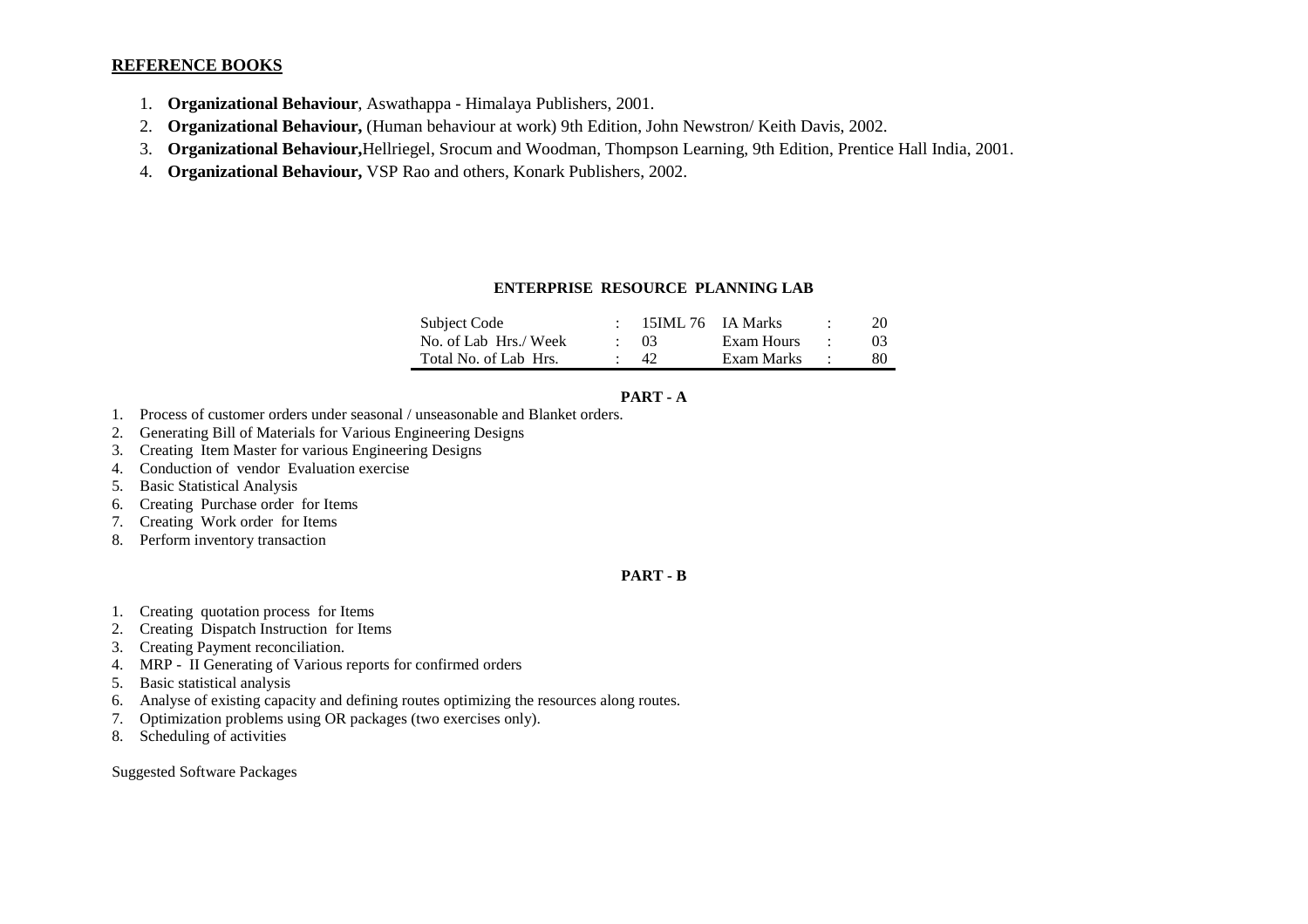**REFERENCE BOOKS**

1. **Organizational Behaviour**, Aswathappa - Himalaya Publishers, 2001.
2. **Organizational Behaviour,** (Human behaviour at work) 9th Edition, John Newstron/ Keith Davis, 2002.
3. **Organizational Behaviour,**Hellriegel, Srocum and Woodman, Thompson Learning, 9th Edition, Prentice Hall India, 2001.
4. **Organizational Behaviour,** VSP Rao and others, Konark Publishers, 2002.

## ENTERPRISE RESOURCE PLANNING LAB

| | | | | | |
|---|---|---|---|---|---|
| Subject Code | : | 15IML 76 | IA Marks | : | 20 |
| No. of Lab Hrs./ Week | : | 03 | Exam Hours | : | 03 |
| Total No. of Lab Hrs. | : | 42 | Exam Marks | : | 80 |

### PART - A

1. Process of customer orders under seasonal / unseasonable and Blanket orders.
2. Generating Bill of Materials for Various Engineering Designs
3. Creating Item Master for various Engineering Designs
4. Conduction of vendor Evaluation exercise
5. Basic Statistical Analysis
6. Creating Purchase order for Items
7. Creating Work order for Items
8. Perform inventory transaction

### PART - B

1. Creating quotation process for Items
2. Creating Dispatch Instruction for Items
3. Creating Payment reconciliation.
4. MRP - II Generating of Various reports for confirmed orders
5. Basic statistical analysis
6. Analyse of existing capacity and defining routes optimizing the resources along routes.
7. Optimization problems using OR packages (two exercises only).
8. Scheduling of activities

Suggested Software Packages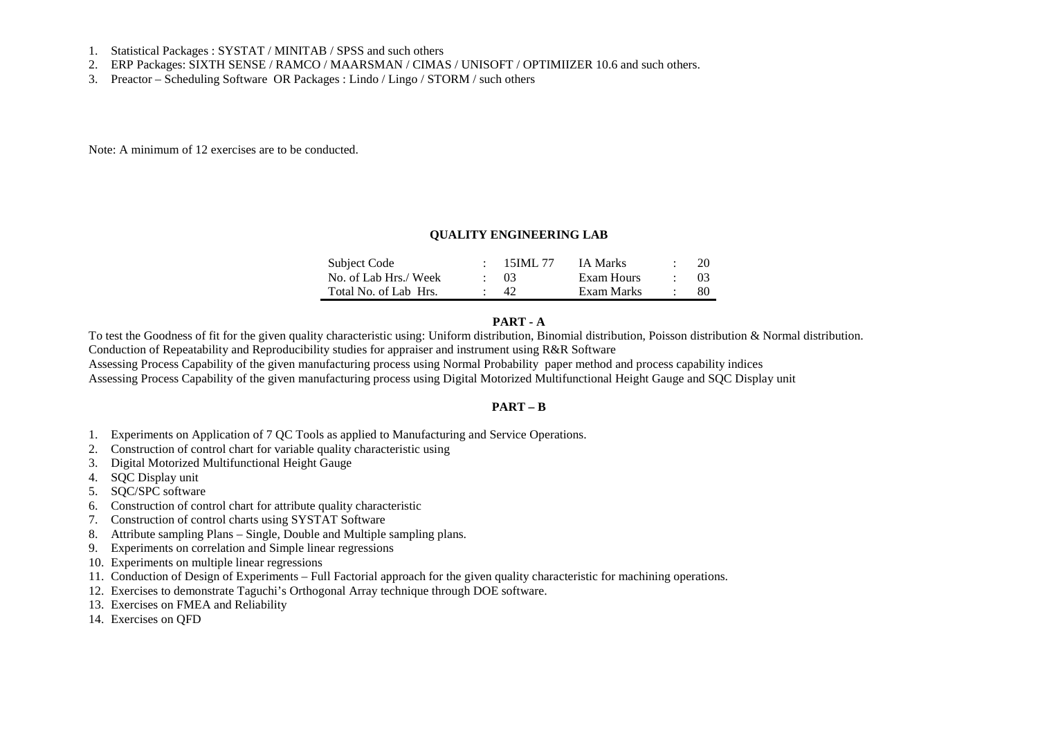1. Statistical Packages : SYSTAT / MINITAB / SPSS and such others
2. ERP Packages: SIXTH SENSE / RAMCO / MAARSMAN / CIMAS / UNISOFT / OPTIMIIZER 10.6 and such others.
3. Preactor – Scheduling Software OR Packages : Lindo / Lingo / STORM / such others

Note: A minimum of 12 exercises are to be conducted.

## QUALITY ENGINEERING LAB

| | | | | | |
|---|---|---|---|---|---|
| Subject Code | : | 15IML 77 | IA Marks | : | 20 |
| No. of Lab Hrs./ Week | : | 03 | Exam Hours | : | 03 |
| Total No. of Lab Hrs. | : | 42 | Exam Marks | : | 80 |

### PART - A

To test the Goodness of fit for the given quality characteristic using: Uniform distribution, Binomial distribution, Poisson distribution & Normal distribution.
Conduction of Repeatability and Reproducibility studies for appraiser and instrument using R&R Software
Assessing Process Capability of the given manufacturing process using Normal Probability paper method and process capability indices
Assessing Process Capability of the given manufacturing process using Digital Motorized Multifunctional Height Gauge and SQC Display unit

### PART – B

1. Experiments on Application of 7 QC Tools as applied to Manufacturing and Service Operations.
2. Construction of control chart for variable quality characteristic using
3. Digital Motorized Multifunctional Height Gauge
4. SQC Display unit
5. SQC/SPC software
6. Construction of control chart for attribute quality characteristic
7. Construction of control charts using SYSTAT Software
8. Attribute sampling Plans – Single, Double and Multiple sampling plans.
9. Experiments on correlation and Simple linear regressions
10. Experiments on multiple linear regressions
11. Conduction of Design of Experiments – Full Factorial approach for the given quality characteristic for machining operations.
12. Exercises to demonstrate Taguchi's Orthogonal Array technique through DOE software.
13. Exercises on FMEA and Reliability
14. Exercises on QFD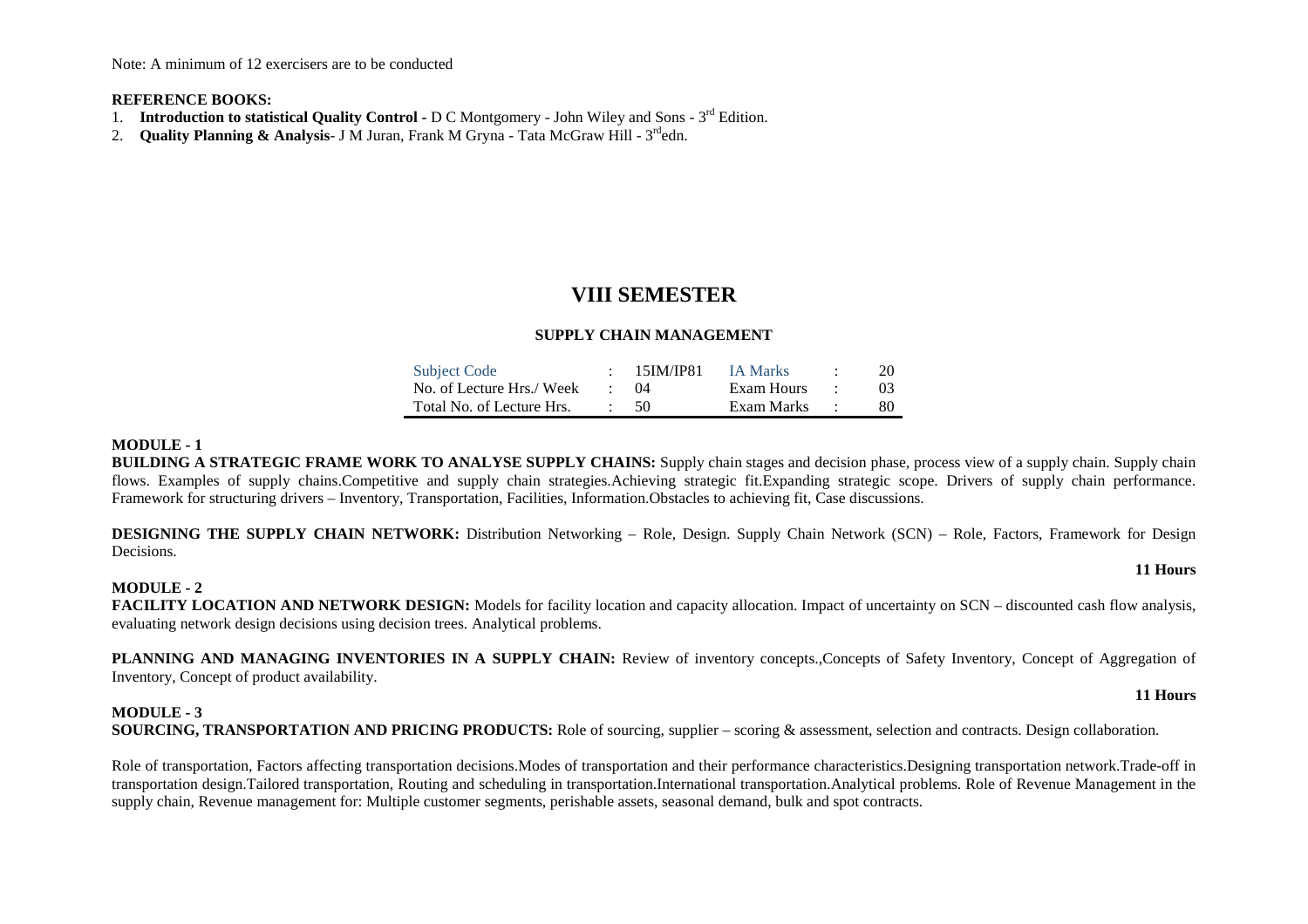Note: A minimum of 12 exercisers are to be conducted

**REFERENCE BOOKS:**

1. **Introduction to statistical Quality Control** - D C Montgomery - John Wiley and Sons - 3rd Edition.
2. **Quality Planning & Analysis**- J M Juran, Frank M Gryna - Tata McGraw Hill - 3rdedn.

# VIII SEMESTER

## SUPPLY CHAIN MANAGEMENT

| Subject Code | : | 15IM/IP81 | IA Marks | : | 20 |
|---|---|---|---|---|---|
| No. of Lecture Hrs./ Week | : | 04 | Exam Hours | : | 03 |
| Total No. of Lecture Hrs. | : | 50 | Exam Marks | : | 80 |

**MODULE - 1**

**BUILDING A STRATEGIC FRAME WORK TO ANALYSE SUPPLY CHAINS:** Supply chain stages and decision phase, process view of a supply chain. Supply chain flows. Examples of supply chains.Competitive and supply chain strategies.Achieving strategic fit.Expanding strategic scope. Drivers of supply chain performance. Framework for structuring drivers – Inventory, Transportation, Facilities, Information.Obstacles to achieving fit, Case discussions.

**DESIGNING THE SUPPLY CHAIN NETWORK:** Distribution Networking – Role, Design. Supply Chain Network (SCN) – Role, Factors, Framework for Design Decisions.

**11 Hours**

**MODULE - 2**

**FACILITY LOCATION AND NETWORK DESIGN:** Models for facility location and capacity allocation. Impact of uncertainty on SCN – discounted cash flow analysis, evaluating network design decisions using decision trees. Analytical problems.

**PLANNING AND MANAGING INVENTORIES IN A SUPPLY CHAIN:** Review of inventory concepts.,Concepts of Safety Inventory, Concept of Aggregation of Inventory, Concept of product availability.

**11 Hours**

**MODULE - 3**

**SOURCING, TRANSPORTATION AND PRICING PRODUCTS:** Role of sourcing, supplier – scoring & assessment, selection and contracts. Design collaboration.

Role of transportation, Factors affecting transportation decisions.Modes of transportation and their performance characteristics.Designing transportation network.Trade-off in transportation design.Tailored transportation, Routing and scheduling in transportation.International transportation.Analytical problems. Role of Revenue Management in the supply chain, Revenue management for: Multiple customer segments, perishable assets, seasonal demand, bulk and spot contracts.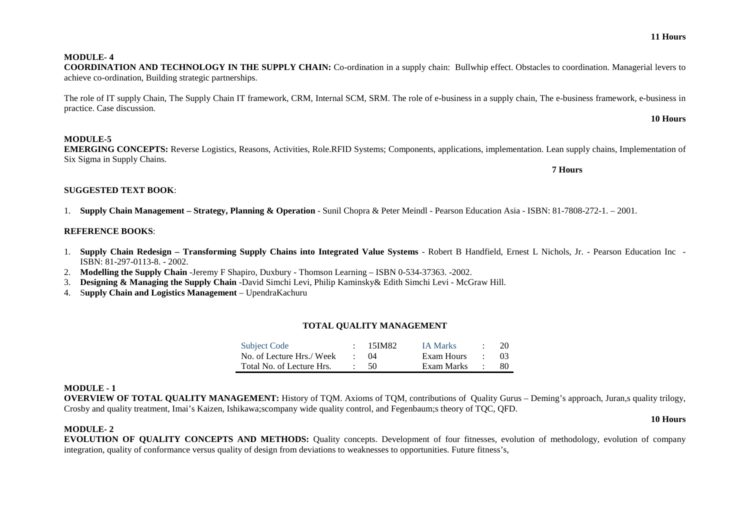**11 Hours**

**MODULE- 4**

**COORDINATION AND TECHNOLOGY IN THE SUPPLY CHAIN:** Co-ordination in a supply chain: Bullwhip effect. Obstacles to coordination. Managerial levers to achieve co-ordination, Building strategic partnerships.

The role of IT supply Chain, The Supply Chain IT framework, CRM, Internal SCM, SRM. The role of e-business in a supply chain, The e-business framework, e-business in practice. Case discussion.

**10 Hours**

**MODULE-5**

**EMERGING CONCEPTS:** Reverse Logistics, Reasons, Activities, Role.RFID Systems; Components, applications, implementation. Lean supply chains, Implementation of Six Sigma in Supply Chains.

**7 Hours**

**SUGGESTED TEXT BOOK**:

1. **Supply Chain Management – Strategy, Planning & Operation** - Sunil Chopra & Peter Meindl - Pearson Education Asia - ISBN: 81-7808-272-1. – 2001.

**REFERENCE BOOKS**:

1. **Supply Chain Redesign – Transforming Supply Chains into Integrated Value Systems** - Robert B Handfield, Ernest L Nichols, Jr. - Pearson Education Inc - ISBN: 81-297-0113-8. - 2002.
2. **Modelling the Supply Chain** -Jeremy F Shapiro, Duxbury - Thomson Learning – ISBN 0-534-37363. -2002.
3. **Designing & Managing the Supply Chain** -David Simchi Levi, Philip Kaminsky& Edith Simchi Levi - McGraw Hill.
4. S**upply Chain and Logistics Management** – UpendraKachuru

## TOTAL QUALITY MANAGEMENT

| Subject Code | : | 15IM82 | IA Marks | : | 20 |
|---|---|---|---|---|---|
| No. of Lecture Hrs./ Week | : | 04 | Exam Hours | : | 03 |
| Total No. of Lecture Hrs. | : | 50 | Exam Marks | : | 80 |

**MODULE - 1**

**OVERVIEW OF TOTAL QUALITY MANAGEMENT:** History of TQM. Axioms of TQM, contributions of Quality Gurus – Deming's approach, Juran,s quality trilogy, Crosby and quality treatment, Imai's Kaizen, Ishikawa;scompany wide quality control, and Fegenbaum;s theory of TQC, QFD.

**10 Hours**

**MODULE- 2**

**EVOLUTION OF QUALITY CONCEPTS AND METHODS:** Quality concepts. Development of four fitnesses, evolution of methodology, evolution of company integration, quality of conformance versus quality of design from deviations to weaknesses to opportunities. Future fitness's,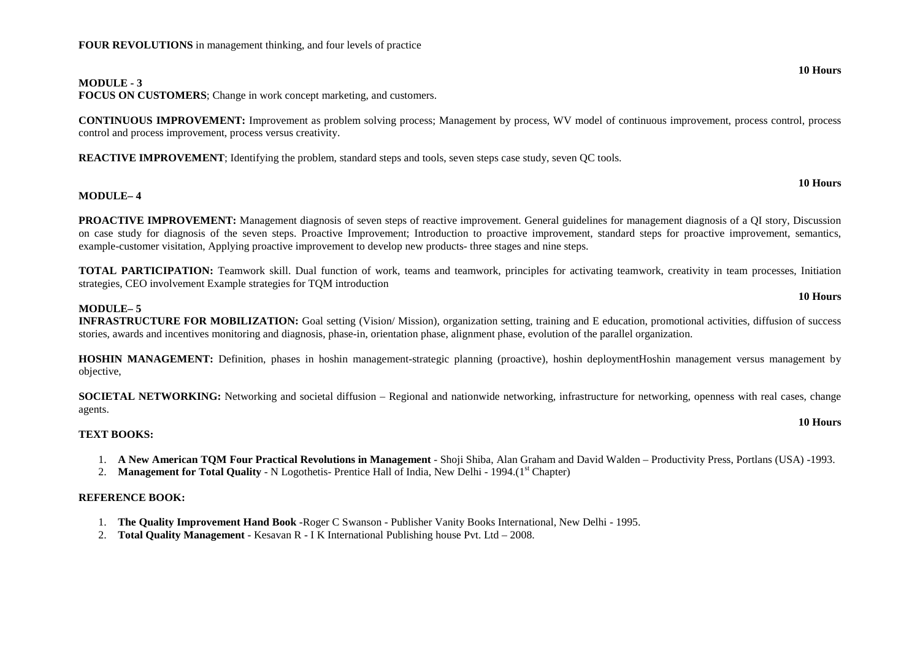**FOUR REVOLUTIONS** in management thinking, and four levels of practice

**10 Hours**

**MODULE - 3**

**FOCUS ON CUSTOMERS**; Change in work concept marketing, and customers.

**CONTINUOUS IMPROVEMENT:** Improvement as problem solving process; Management by process, WV model of continuous improvement, process control, process control and process improvement, process versus creativity.

**REACTIVE IMPROVEMENT**; Identifying the problem, standard steps and tools, seven steps case study, seven QC tools.

**10 Hours**

**MODULE– 4**

**PROACTIVE IMPROVEMENT:** Management diagnosis of seven steps of reactive improvement. General guidelines for management diagnosis of a QI story, Discussion on case study for diagnosis of the seven steps. Proactive Improvement; Introduction to proactive improvement, standard steps for proactive improvement, semantics, example-customer visitation, Applying proactive improvement to develop new products- three stages and nine steps.

**TOTAL PARTICIPATION:** Teamwork skill. Dual function of work, teams and teamwork, principles for activating teamwork, creativity in team processes, Initiation strategies, CEO involvement Example strategies for TQM introduction

**10 Hours**

**MODULE– 5**

**INFRASTRUCTURE FOR MOBILIZATION:** Goal setting (Vision/ Mission), organization setting, training and E education, promotional activities, diffusion of success stories, awards and incentives monitoring and diagnosis, phase-in, orientation phase, alignment phase, evolution of the parallel organization.

**HOSHIN MANAGEMENT:** Definition, phases in hoshin management-strategic planning (proactive), hoshin deploymentHoshin management versus management by objective,

**SOCIETAL NETWORKING:** Networking and societal diffusion – Regional and nationwide networking, infrastructure for networking, openness with real cases, change agents.

**10 Hours**

**TEXT BOOKS:**

1. **A New American TQM Four Practical Revolutions in Management** - Shoji Shiba, Alan Graham and David Walden – Productivity Press, Portlans (USA) -1993.
2. **Management for Total Quality** - N Logothetis- Prentice Hall of India, New Delhi - 1994.(1st Chapter)

**REFERENCE BOOK:**

1. **The Quality Improvement Hand Book** -Roger C Swanson - Publisher Vanity Books International, New Delhi - 1995.
2. **Total Quality Management** - Kesavan R - I K International Publishing house Pvt. Ltd – 2008.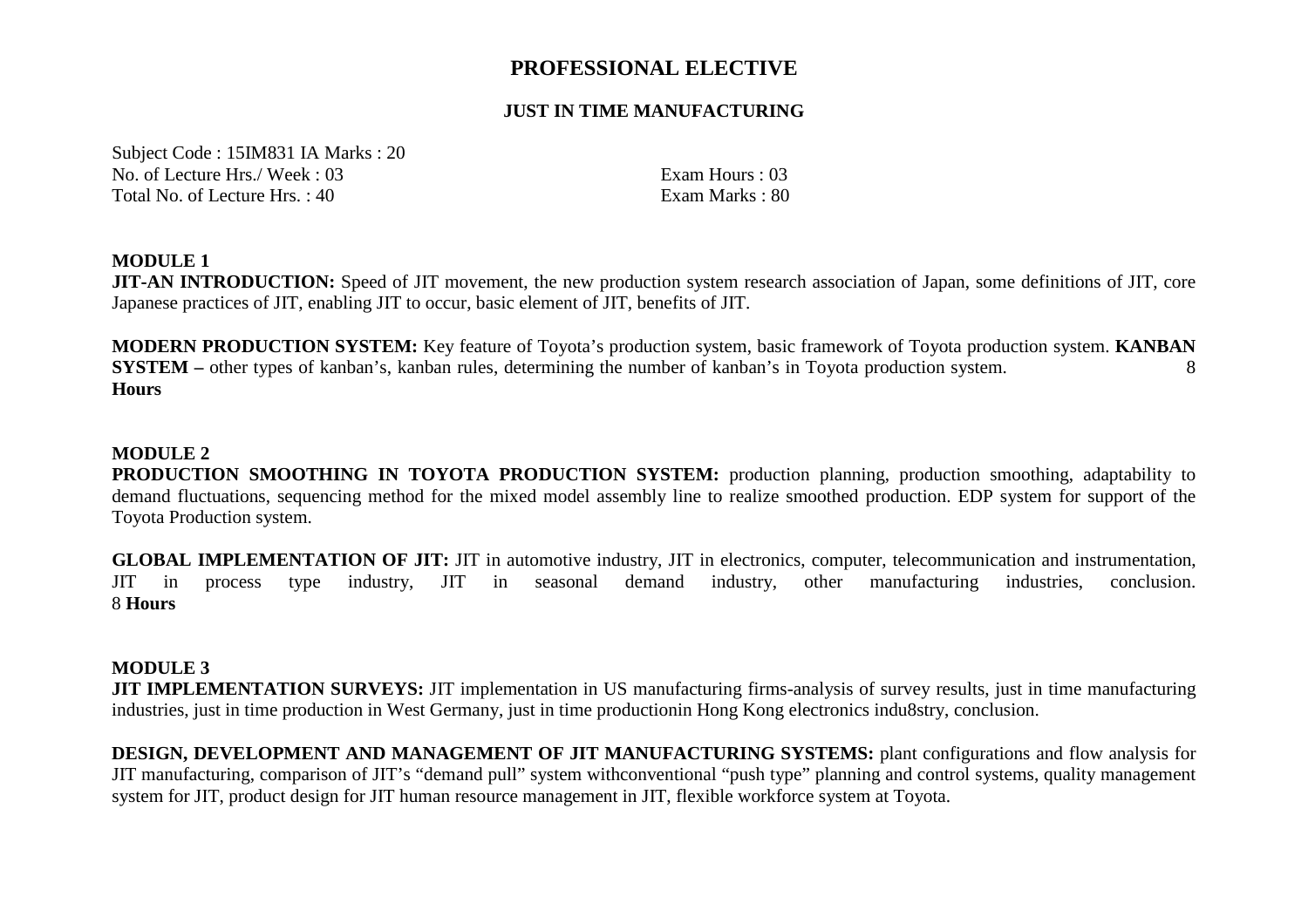# PROFESSIONAL ELECTIVE

## JUST IN TIME MANUFACTURING

Subject Code : 15IM831 IA Marks : 20
No. of Lecture Hrs./ Week : 03 Exam Hours : 03
Total No. of Lecture Hrs. : 40 Exam Marks : 80

**MODULE 1**

**JIT-AN INTRODUCTION:** Speed of JIT movement, the new production system research association of Japan, some definitions of JIT, core Japanese practices of JIT, enabling JIT to occur, basic element of JIT, benefits of JIT.

**MODERN PRODUCTION SYSTEM:** Key feature of Toyota's production system, basic framework of Toyota production system. **KANBAN SYSTEM –** other types of kanban's, kanban rules, determining the number of kanban's in Toyota production system. 8 **Hours**

**MODULE 2**

**PRODUCTION SMOOTHING IN TOYOTA PRODUCTION SYSTEM:** production planning, production smoothing, adaptability to demand fluctuations, sequencing method for the mixed model assembly line to realize smoothed production. EDP system for support of the Toyota Production system.

**GLOBAL IMPLEMENTATION OF JIT:** JIT in automotive industry, JIT in electronics, computer, telecommunication and instrumentation, JIT in process type industry, JIT in seasonal demand industry, other manufacturing industries, conclusion. 8 **Hours**

**MODULE 3**

**JIT IMPLEMENTATION SURVEYS:** JIT implementation in US manufacturing firms-analysis of survey results, just in time manufacturing industries, just in time production in West Germany, just in time productionin Hong Kong electronics indu8stry, conclusion.

**DESIGN, DEVELOPMENT AND MANAGEMENT OF JIT MANUFACTURING SYSTEMS:** plant configurations and flow analysis for JIT manufacturing, comparison of JIT's "demand pull" system withconventional "push type" planning and control systems, quality management system for JIT, product design for JIT human resource management in JIT, flexible workforce system at Toyota.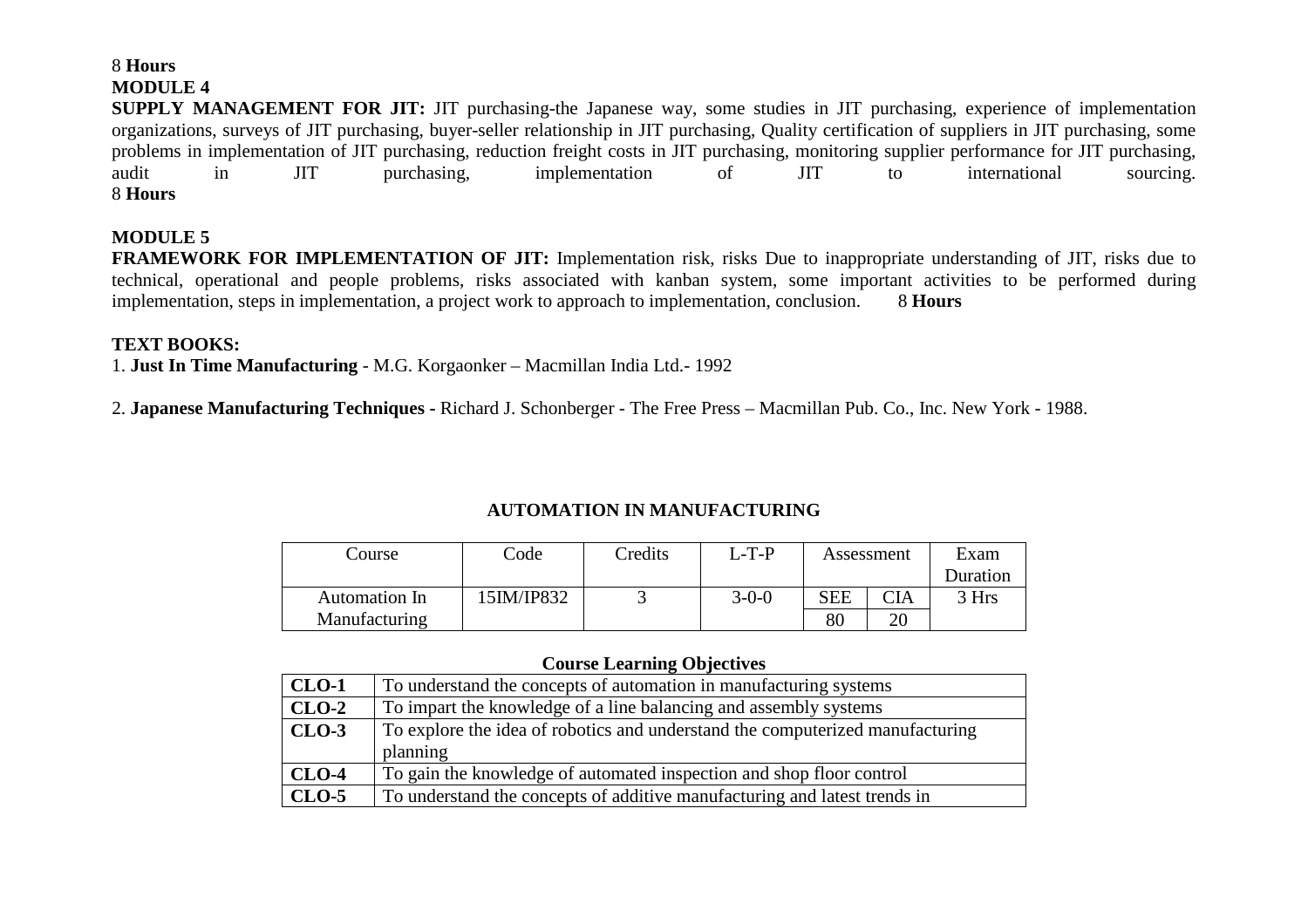8 **Hours**

**MODULE 4**

**SUPPLY MANAGEMENT FOR JIT:** JIT purchasing-the Japanese way, some studies in JIT purchasing, experience of implementation organizations, surveys of JIT purchasing, buyer-seller relationship in JIT purchasing, Quality certification of suppliers in JIT purchasing, some problems in implementation of JIT purchasing, reduction freight costs in JIT purchasing, monitoring supplier performance for JIT purchasing, audit in JIT purchasing, implementation of JIT to international sourcing.
8 **Hours**

**MODULE 5**

**FRAMEWORK FOR IMPLEMENTATION OF JIT:** Implementation risk, risks Due to inappropriate understanding of JIT, risks due to technical, operational and people problems, risks associated with kanban system, some important activities to be performed during implementation, steps in implementation, a project work to approach to implementation, conclusion. 8 **Hours**

**TEXT BOOKS:**

1. **Just In Time Manufacturing** - M.G. Korgaonker – Macmillan India Ltd.- 1992

2. **Japanese Manufacturing Techniques -** Richard J. Schonberger - The Free Press – Macmillan Pub. Co., Inc. New York - 1988.

## AUTOMATION IN MANUFACTURING

| Course | Code | Credits | L-T-P | Assessment | | Exam Duration |
|---|---|---|---|---|---|---|
| Automation In Manufacturing | 15IM/IP832 | 3 | 3-0-0 | SEE | CIA | 3 Hrs |
| | | | | 80 | 20 | |

**Course Learning Objectives**

| | |
|---|---|
| **CLO-1** | To understand the concepts of automation in manufacturing systems |
| **CLO-2** | To impart the knowledge of a line balancing and assembly systems |
| **CLO-3** | To explore the idea of robotics and understand the computerized manufacturing planning |
| **CLO-4** | To gain the knowledge of automated inspection and shop floor control |
| **CLO-5** | To understand the concepts of additive manufacturing and latest trends in |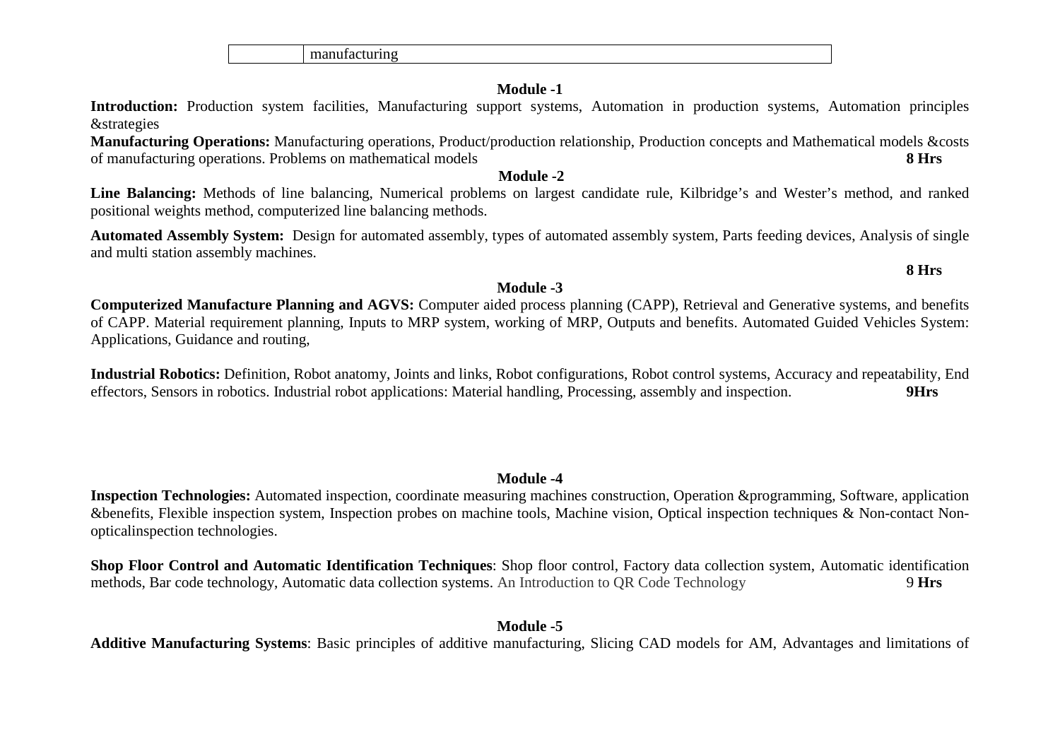|  | manufacturing |
|---|---|

**Module -1**

**Introduction:** Production system facilities, Manufacturing support systems, Automation in production systems, Automation principles &strategies

**Manufacturing Operations:** Manufacturing operations, Product/production relationship, Production concepts and Mathematical models &costs of manufacturing operations. Problems on mathematical models **8 Hrs**

**Module -2**

**Line Balancing:** Methods of line balancing, Numerical problems on largest candidate rule, Kilbridge's and Wester's method, and ranked positional weights method, computerized line balancing methods.

**Automated Assembly System:** Design for automated assembly, types of automated assembly system, Parts feeding devices, Analysis of single and multi station assembly machines.

**8 Hrs**

**Module -3**

**Computerized Manufacture Planning and AGVS:** Computer aided process planning (CAPP), Retrieval and Generative systems, and benefits of CAPP. Material requirement planning, Inputs to MRP system, working of MRP, Outputs and benefits. Automated Guided Vehicles System: Applications, Guidance and routing,

**Industrial Robotics:** Definition, Robot anatomy, Joints and links, Robot configurations, Robot control systems, Accuracy and repeatability, End effectors, Sensors in robotics. Industrial robot applications: Material handling, Processing, assembly and inspection. **9Hrs**

**Module -4**

**Inspection Technologies:** Automated inspection, coordinate measuring machines construction, Operation &programming, Software, application &benefits, Flexible inspection system, Inspection probes on machine tools, Machine vision, Optical inspection techniques & Non-contact Non-opticalinspection technologies.

**Shop Floor Control and Automatic Identification Techniques**: Shop floor control, Factory data collection system, Automatic identification methods, Bar code technology, Automatic data collection systems. An Introduction to QR Code Technology 9 **Hrs**

**Module -5**

**Additive Manufacturing Systems**: Basic principles of additive manufacturing, Slicing CAD models for AM, Advantages and limitations of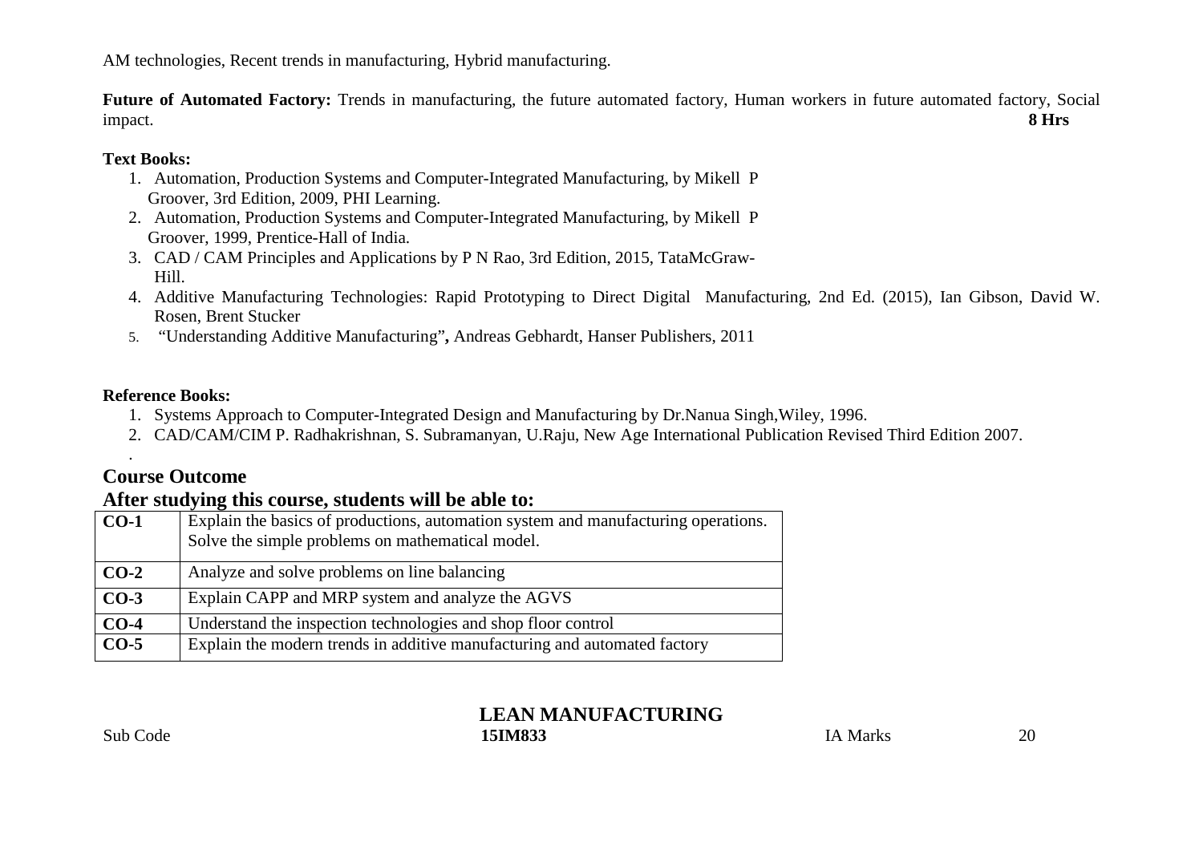AM technologies, Recent trends in manufacturing, Hybrid manufacturing.

**Future of Automated Factory:** Trends in manufacturing, the future automated factory, Human workers in future automated factory, Social impact. **8 Hrs**

**Text Books:**

1. Automation, Production Systems and Computer-Integrated Manufacturing, by Mikell P Groover, 3rd Edition, 2009, PHI Learning.
2. Automation, Production Systems and Computer-Integrated Manufacturing, by Mikell P Groover, 1999, Prentice-Hall of India.
3. CAD / CAM Principles and Applications by P N Rao, 3rd Edition, 2015, TataMcGraw-Hill.
4. Additive Manufacturing Technologies: Rapid Prototyping to Direct Digital Manufacturing, 2nd Ed. (2015), Ian Gibson, David W. Rosen, Brent Stucker
5. "Understanding Additive Manufacturing"**,** Andreas Gebhardt, Hanser Publishers, 2011

**Reference Books:**

1. Systems Approach to Computer-Integrated Design and Manufacturing by Dr.Nanua Singh,Wiley, 1996.
2. CAD/CAM/CIM P. Radhakrishnan, S. Subramanyan, U.Raju, New Age International Publication Revised Third Edition 2007.

.

## Course Outcome

## After studying this course, students will be able to:

| | |
|---|---|
| **CO-1** | Explain the basics of productions, automation system and manufacturing operations. Solve the simple problems on mathematical model. |
| **CO-2** | Analyze and solve problems on line balancing |
| **CO-3** | Explain CAPP and MRP system and analyze the AGVS |
| **CO-4** | Understand the inspection technologies and shop floor control |
| **CO-5** | Explain the modern trends in additive manufacturing and automated factory |

## LEAN MANUFACTURING

| Sub Code | **15IM833** | IA Marks | 20 |
|---|---|---|---|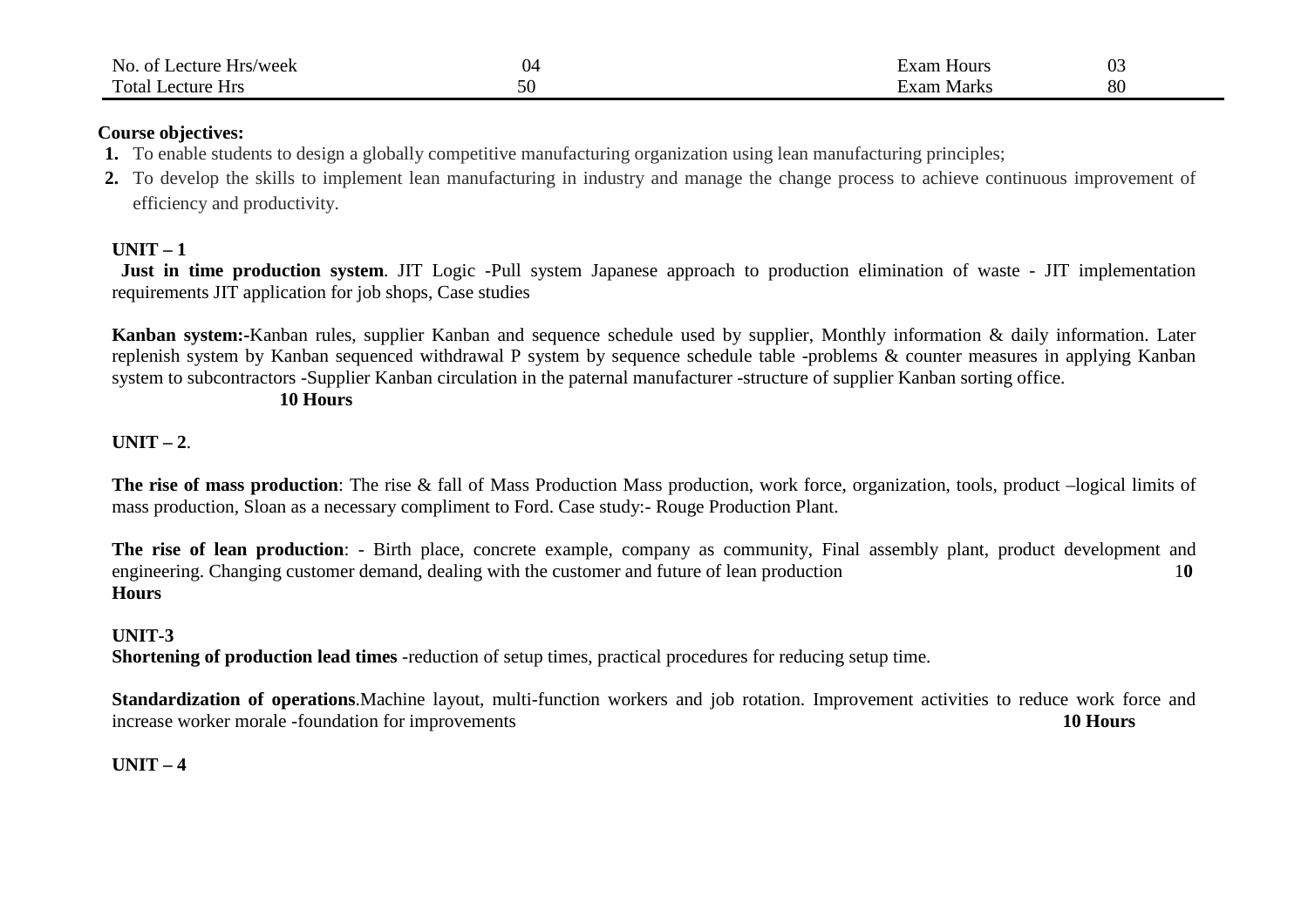| No. of Lecture Hrs/week | 04 | Exam Hours | 03 |
|---|---|---|---|
| Total Lecture Hrs | 50 | Exam Marks | 80 |

**Course objectives:**

1. To enable students to design a globally competitive manufacturing organization using lean manufacturing principles;
2. To develop the skills to implement lean manufacturing in industry and manage the change process to achieve continuous improvement of efficiency and productivity.

**UNIT – 1**

**Just in time production system**. JIT Logic -Pull system Japanese approach to production elimination of waste - JIT implementation requirements JIT application for job shops, Case studies

**Kanban system:-**Kanban rules, supplier Kanban and sequence schedule used by supplier, Monthly information & daily information. Later replenish system by Kanban sequenced withdrawal P system by sequence schedule table -problems & counter measures in applying Kanban system to subcontractors -Supplier Kanban circulation in the paternal manufacturer -structure of supplier Kanban sorting office.

**10 Hours**

**UNIT – 2**.

**The rise of mass production**: The rise & fall of Mass Production Mass production, work force, organization, tools, product –logical limits of mass production, Sloan as a necessary compliment to Ford. Case study:- Rouge Production Plant.

**The rise of lean production**: - Birth place, concrete example, company as community, Final assembly plant, product development and engineering. Changing customer demand, dealing with the customer and future of lean production **10 Hours**

**UNIT-3**

**Shortening of production lead times** -reduction of setup times, practical procedures for reducing setup time.

**Standardization of operations**.Machine layout, multi-function workers and job rotation. Improvement activities to reduce work force and increase worker morale -foundation for improvements **10 Hours**

**UNIT – 4**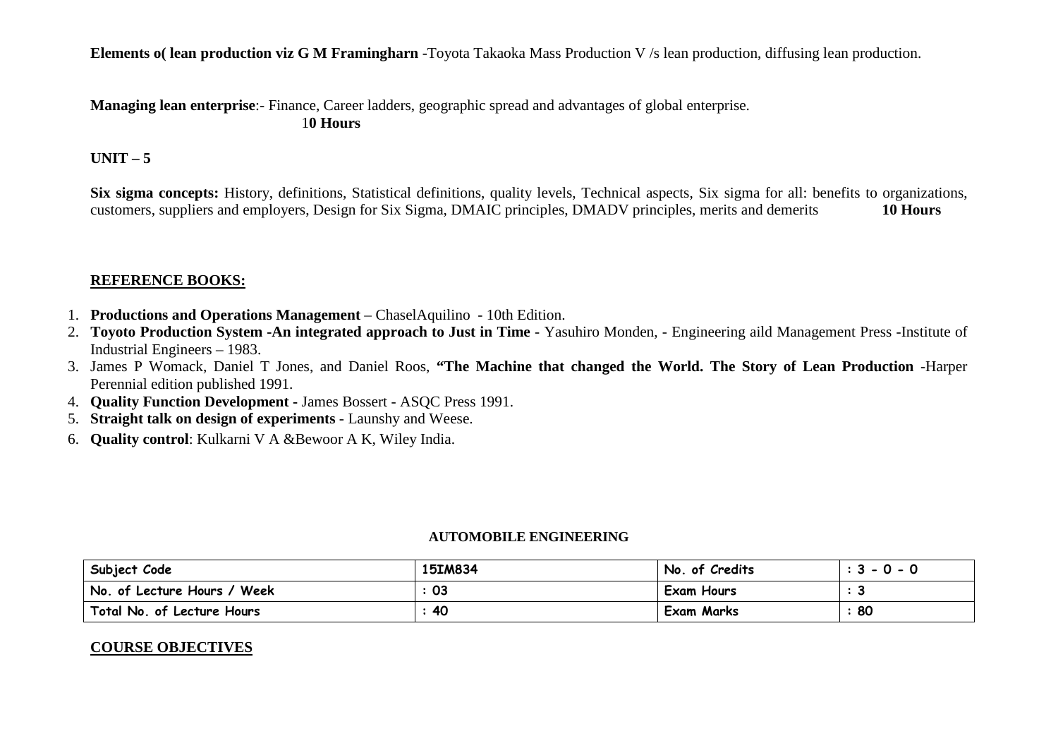**Elements o( lean production viz G M Framingharn** -Toyota Takaoka Mass Production V /s lean production, diffusing lean production.

**Managing lean enterprise**:- Finance, Career ladders, geographic spread and advantages of global enterprise. **10 Hours**

**UNIT – 5**

**Six sigma concepts:** History, definitions, Statistical definitions, quality levels, Technical aspects, Six sigma for all: benefits to organizations, customers, suppliers and employers, Design for Six Sigma, DMAIC principles, DMADV principles, merits and demerits **10 Hours**

**REFERENCE BOOKS:**

1. **Productions and Operations Management** – ChaselAquilino - 10th Edition.
2. **Toyoto Production System -An integrated approach to Just in Time** - Yasuhiro Monden, - Engineering aild Management Press -Institute of Industrial Engineers – 1983.
3. James P Womack, Daniel T Jones, and Daniel Roos, **"The Machine that changed the World. The Story of Lean Production** -Harper Perennial edition published 1991.
4. **Quality Function Development** - James Bossert - ASQC Press 1991.
5. **Straight talk on design of experiments** - Launshy and Weese.
6. **Quality control**: Kulkarni V A &Bewoor A K, Wiley India.

**AUTOMOBILE ENGINEERING**

| Subject Code | 15IM834 | No. of Credits | : 3 - 0 - 0 |
|---|---|---|---|
| No. of Lecture Hours / Week | : 03 | Exam Hours | : 3 |
| Total No. of Lecture Hours | : 40 | Exam Marks | : 80 |

**COURSE OBJECTIVES**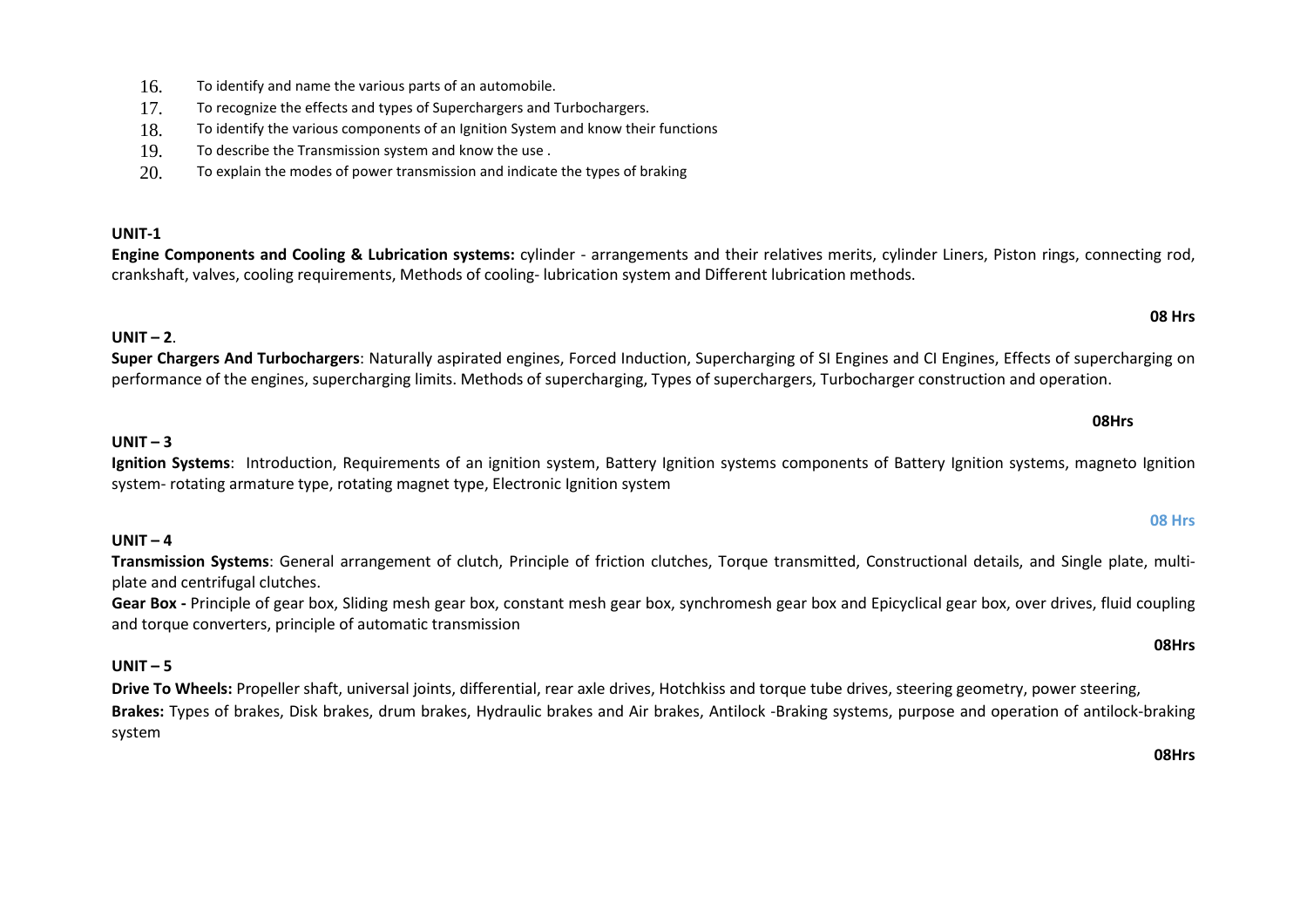16. To identify and name the various parts of an automobile.
17. To recognize the effects and types of Superchargers and Turbochargers.
18. To identify the various components of an Ignition System and know their functions
19. To describe the Transmission system and know the use .
20. To explain the modes of power transmission and indicate the types of braking

**UNIT-1**

**Engine Components and Cooling & Lubrication systems:** cylinder - arrangements and their relatives merits, cylinder Liners, Piston rings, connecting rod, crankshaft, valves, cooling requirements, Methods of cooling- lubrication system and Different lubrication methods.

**08 Hrs**

**UNIT – 2**.

**Super Chargers And Turbochargers**: Naturally aspirated engines, Forced Induction, Supercharging of SI Engines and CI Engines, Effects of supercharging on performance of the engines, supercharging limits. Methods of supercharging, Types of superchargers, Turbocharger construction and operation.

**08Hrs**

**UNIT – 3**

**Ignition Systems**: Introduction, Requirements of an ignition system, Battery Ignition systems components of Battery Ignition systems, magneto Ignition system- rotating armature type, rotating magnet type, Electronic Ignition system

**08 Hrs**

**UNIT – 4**

**Transmission Systems**: General arrangement of clutch, Principle of friction clutches, Torque transmitted, Constructional details, and Single plate, multi-plate and centrifugal clutches.

**Gear Box -** Principle of gear box, Sliding mesh gear box, constant mesh gear box, synchromesh gear box and Epicyclical gear box, over drives, fluid coupling and torque converters, principle of automatic transmission

**08Hrs**

**UNIT – 5**

**Drive To Wheels:** Propeller shaft, universal joints, differential, rear axle drives, Hotchkiss and torque tube drives, steering geometry, power steering,

**Brakes:** Types of brakes, Disk brakes, drum brakes, Hydraulic brakes and Air brakes, Antilock -Braking systems, purpose and operation of antilock-braking system

**08Hrs**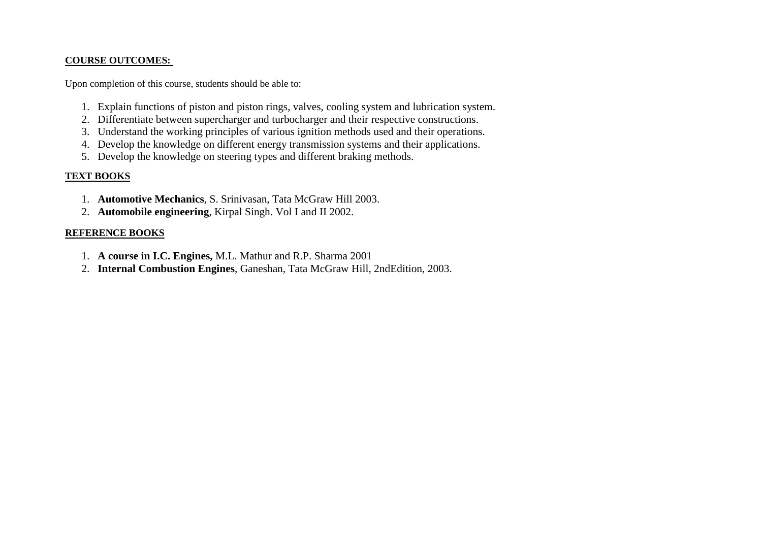**COURSE OUTCOMES:**

Upon completion of this course, students should be able to:

1. Explain functions of piston and piston rings, valves, cooling system and lubrication system.
2. Differentiate between supercharger and turbocharger and their respective constructions.
3. Understand the working principles of various ignition methods used and their operations.
4. Develop the knowledge on different energy transmission systems and their applications.
5. Develop the knowledge on steering types and different braking methods.

**TEXT BOOKS**

1. **Automotive Mechanics**, S. Srinivasan, Tata McGraw Hill 2003.
2. **Automobile engineering**, Kirpal Singh. Vol I and II 2002.

**REFERENCE BOOKS**

1. **A course in I.C. Engines,** M.L. Mathur and R.P. Sharma 2001
2. **Internal Combustion Engines**, Ganeshan, Tata McGraw Hill, 2ndEdition, 2003.